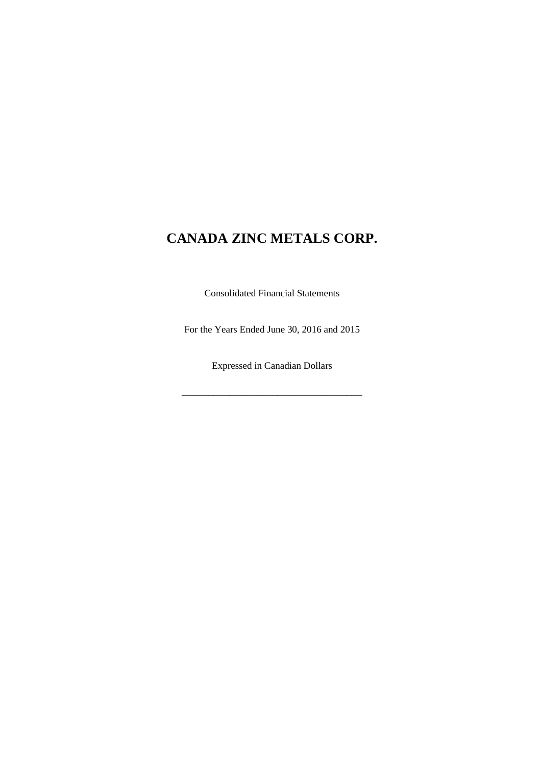# CANADA ZINC METALS CORP.

Consolidated Financial Statements

For the Years Ended June 30, 2016 and 2015

Expressed in Canadian Dollars

---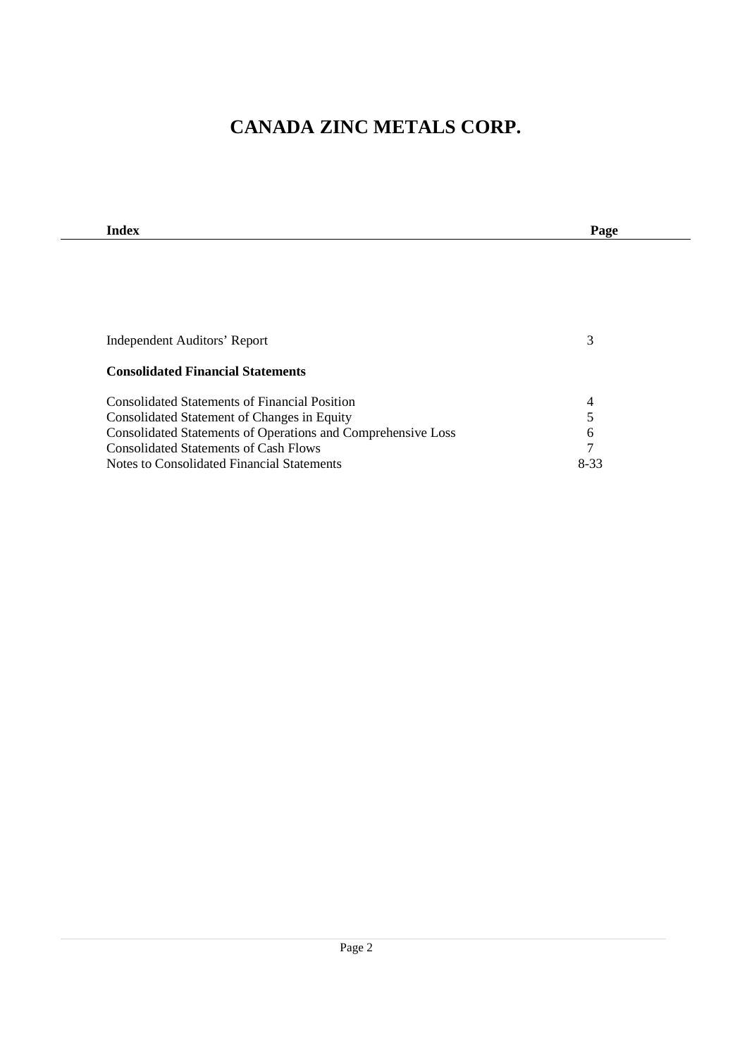# CANADA ZINC METALS CORP.

| Index | Page |
| --- | --- |
| Independent Auditors' Report | 3 |
| **Consolidated Financial Statements** | |
| Consolidated Statements of Financial Position | 4 |
| Consolidated Statement of Changes in Equity | 5 |
| Consolidated Statements of Operations and Comprehensive Loss | 6 |
| Consolidated Statements of Cash Flows | 7 |
| Notes to Consolidated Financial Statements | 8-33 |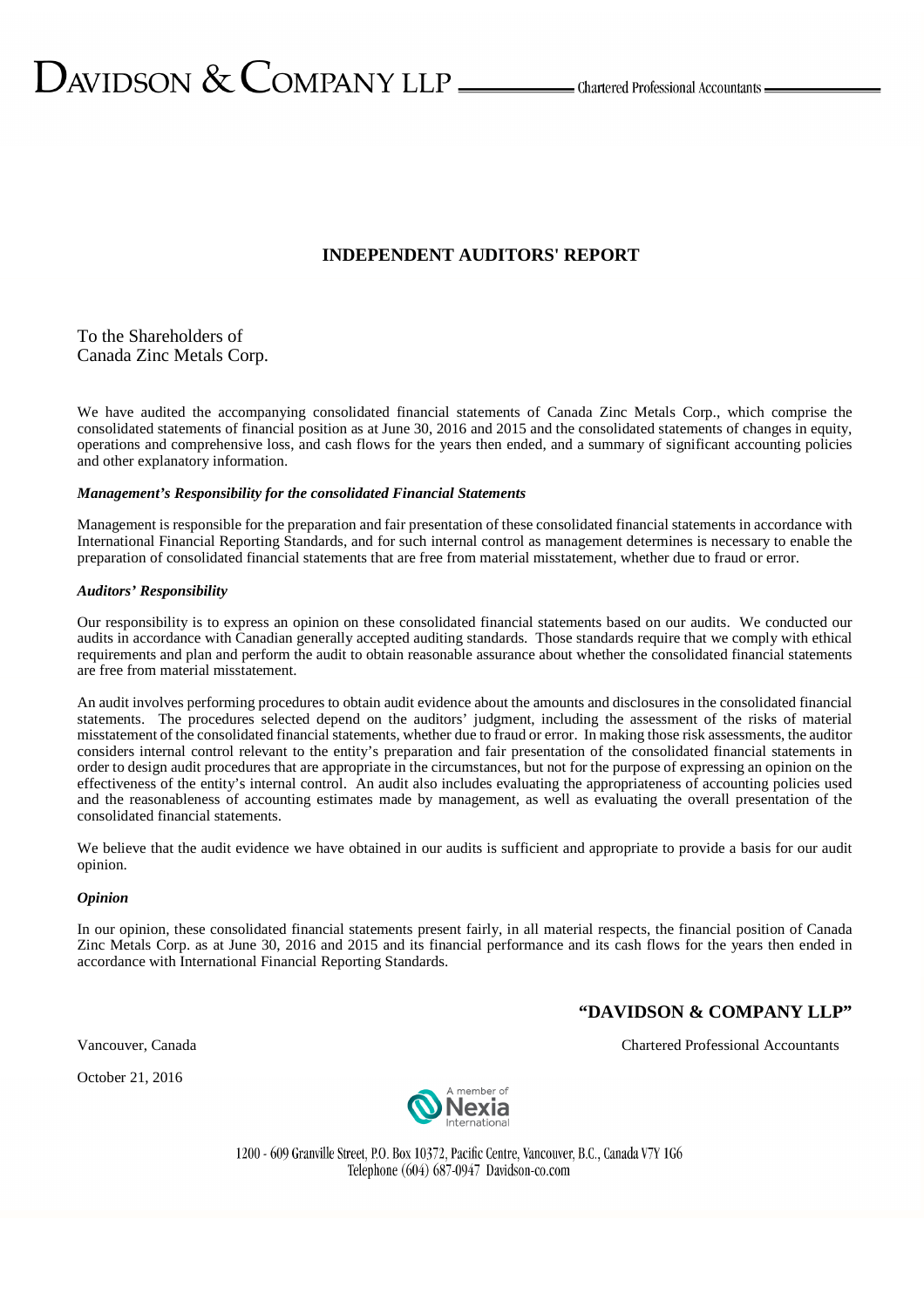# INDEPENDENT AUDITORS' REPORT

To the Shareholders of
Canada Zinc Metals Corp.

We have audited the accompanying consolidated financial statements of Canada Zinc Metals Corp., which comprise the consolidated statements of financial position as at June 30, 2016 and 2015 and the consolidated statements of changes in equity, operations and comprehensive loss, and cash flows for the years then ended, and a summary of significant accounting policies and other explanatory information.

***Management's Responsibility for the consolidated Financial Statements***

Management is responsible for the preparation and fair presentation of these consolidated financial statements in accordance with International Financial Reporting Standards, and for such internal control as management determines is necessary to enable the preparation of consolidated financial statements that are free from material misstatement, whether due to fraud or error.

***Auditors' Responsibility***

Our responsibility is to express an opinion on these consolidated financial statements based on our audits. We conducted our audits in accordance with Canadian generally accepted auditing standards. Those standards require that we comply with ethical requirements and plan and perform the audit to obtain reasonable assurance about whether the consolidated financial statements are free from material misstatement.

An audit involves performing procedures to obtain audit evidence about the amounts and disclosures in the consolidated financial statements. The procedures selected depend on the auditors' judgment, including the assessment of the risks of material misstatement of the consolidated financial statements, whether due to fraud or error. In making those risk assessments, the auditor considers internal control relevant to the entity's preparation and fair presentation of the consolidated financial statements in order to design audit procedures that are appropriate in the circumstances, but not for the purpose of expressing an opinion on the effectiveness of the entity's internal control. An audit also includes evaluating the appropriateness of accounting policies used and the reasonableness of accounting estimates made by management, as well as evaluating the overall presentation of the consolidated financial statements.

We believe that the audit evidence we have obtained in our audits is sufficient and appropriate to provide a basis for our audit opinion.

***Opinion***

In our opinion, these consolidated financial statements present fairly, in all material respects, the financial position of Canada Zinc Metals Corp. as at June 30, 2016 and 2015 and its financial performance and its cash flows for the years then ended in accordance with International Financial Reporting Standards.

**"DAVIDSON & COMPANY LLP"**

Vancouver, Canada

Chartered Professional Accountants

October 21, 2016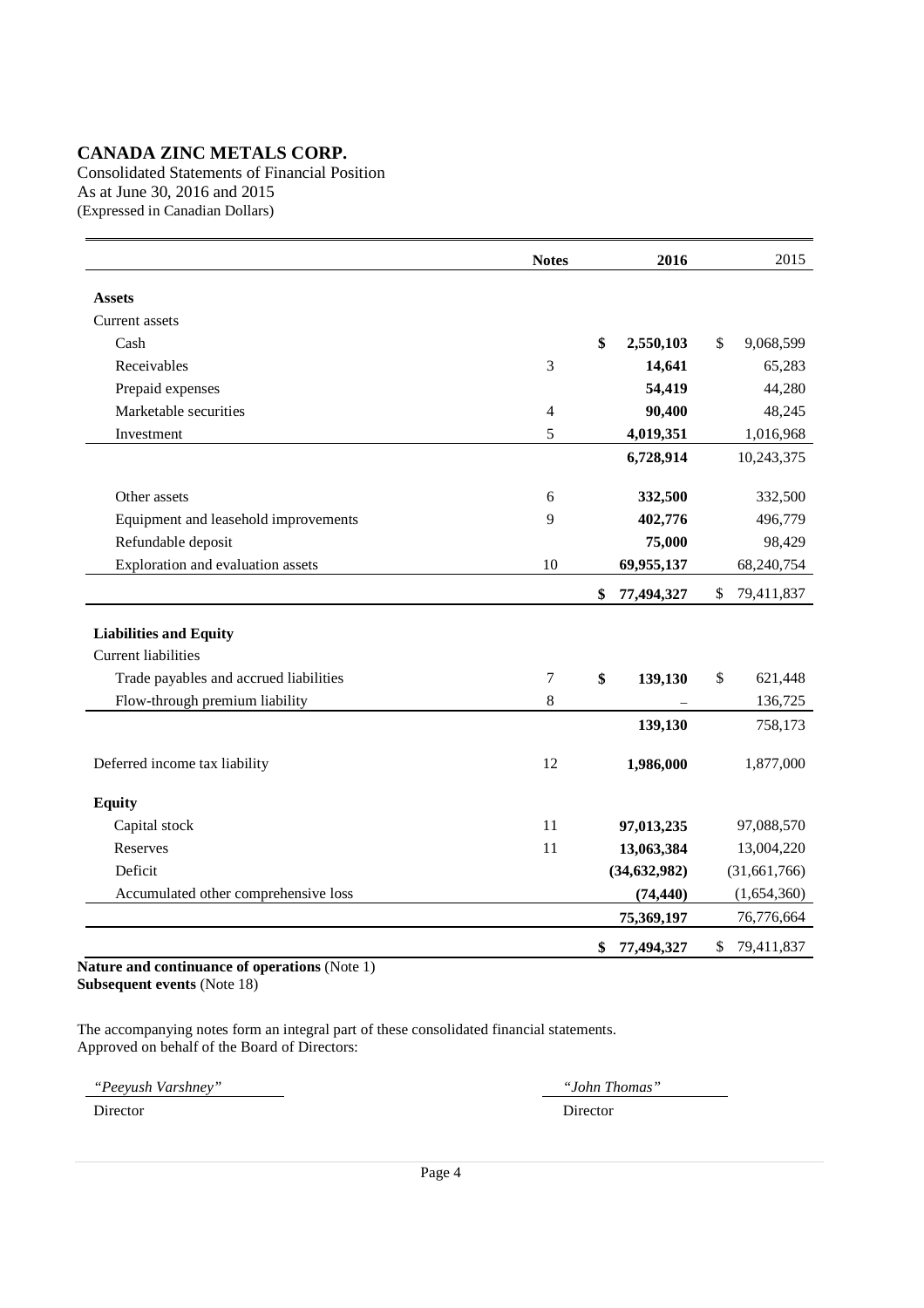# CANADA ZINC METALS CORP.

Consolidated Statements of Financial Position
As at June 30, 2016 and 2015
(Expressed in Canadian Dollars)

| | Notes | 2016 | 2015 |
|---|---|---|---|
| **Assets** | | | |
| Current assets | | | |
| Cash | | **$ 2,550,103** | $ 9,068,599 |
| Receivables | 3 | **14,641** | 65,283 |
| Prepaid expenses | | **54,419** | 44,280 |
| Marketable securities | 4 | **90,400** | 48,245 |
| Investment | 5 | **4,019,351** | 1,016,968 |
| | | **6,728,914** | 10,243,375 |
| Other assets | 6 | **332,500** | 332,500 |
| Equipment and leasehold improvements | 9 | **402,776** | 496,779 |
| Refundable deposit | | **75,000** | 98,429 |
| Exploration and evaluation assets | 10 | **69,955,137** | 68,240,754 |
| | | **$ 77,494,327** | $ 79,411,837 |
| **Liabilities and Equity** | | | |
| Current liabilities | | | |
| Trade payables and accrued liabilities | 7 | **$ 139,130** | $ 621,448 |
| Flow-through premium liability | 8 | – | 136,725 |
| | | **139,130** | 758,173 |
| Deferred income tax liability | 12 | **1,986,000** | 1,877,000 |
| **Equity** | | | |
| Capital stock | 11 | **97,013,235** | 97,088,570 |
| Reserves | 11 | **13,063,384** | 13,004,220 |
| Deficit | | **(34,632,982)** | (31,661,766) |
| Accumulated other comprehensive loss | | **(74,440)** | (1,654,360) |
| | | **75,369,197** | 76,776,664 |
| | | **$ 77,494,327** | $ 79,411,837 |

**Nature and continuance of operations** (Note 1)
**Subsequent events** (Note 18)

The accompanying notes form an integral part of these consolidated financial statements.
Approved on behalf of the Board of Directors:

*"Peeyush Varshney"* — Director

*"John Thomas"* — Director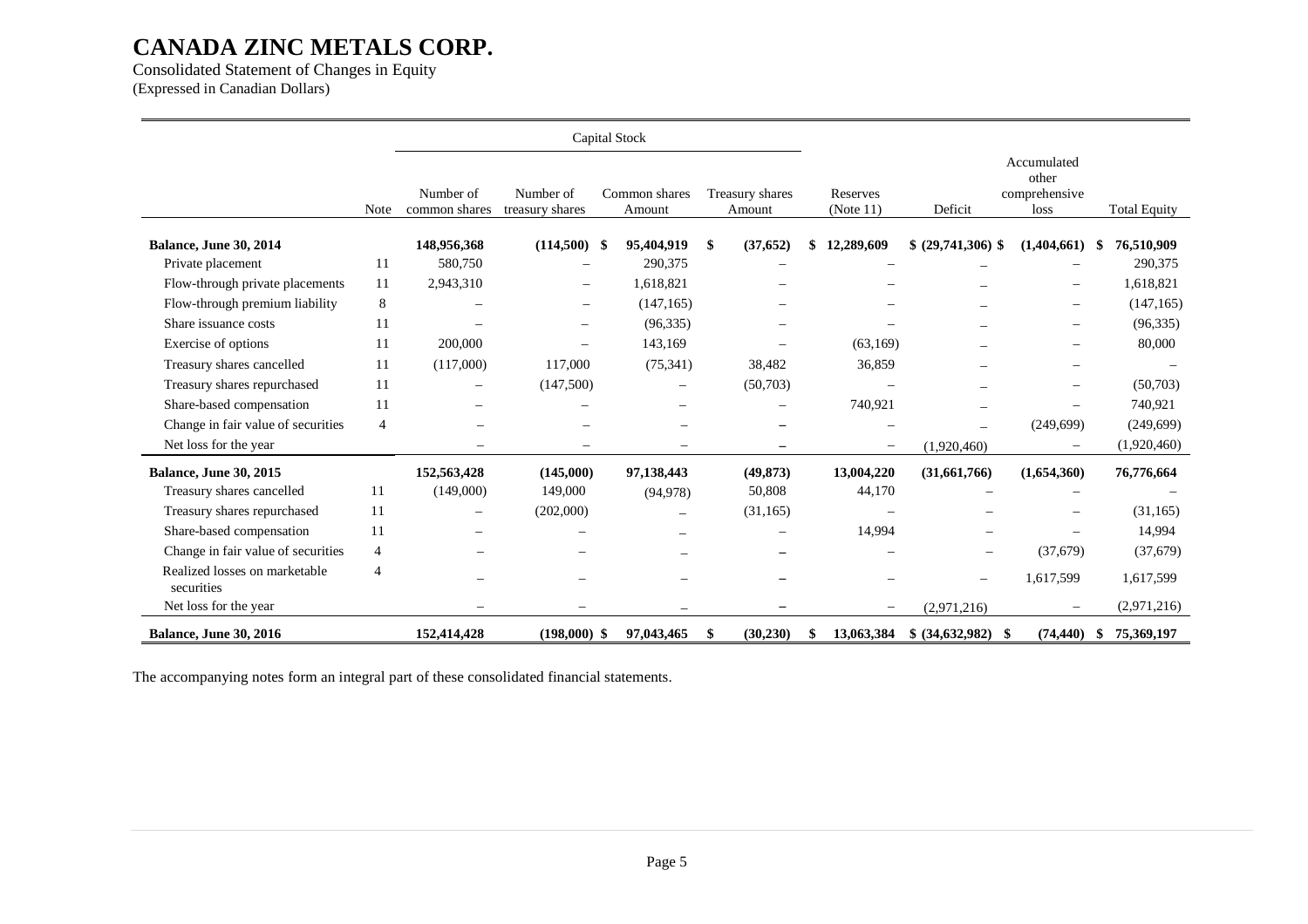# CANADA ZINC METALS CORP.

Consolidated Statement of Changes in Equity
(Expressed in Canadian Dollars)

| | Note | Capital Stock | | | | | | | |
|---|---|---|---|---|---|---|---|---|---|
| | | Number of common shares | Number of treasury shares | Common shares Amount | Treasury shares Amount | Reserves (Note 11) | Deficit | Accumulated other comprehensive loss | Total Equity |
| **Balance, June 30, 2014** | | **148,956,368** | **(114,500)** | **$ 95,404,919** | **$ (37,652)** | **$ 12,289,609** | **$ (29,741,306)** | **$ (1,404,661)** | **$ 76,510,909** |
| Private placement | 11 | 580,750 | – | 290,375 | – | – | – | – | 290,375 |
| Flow-through private placements | 11 | 2,943,310 | – | 1,618,821 | – | – | – | – | 1,618,821 |
| Flow-through premium liability | 8 | – | – | (147,165) | – | – | – | – | (147,165) |
| Share issuance costs | 11 | – | – | (96,335) | – | – | – | – | (96,335) |
| Exercise of options | 11 | 200,000 | – | 143,169 | – | (63,169) | – | – | 80,000 |
| Treasury shares cancelled | 11 | (117,000) | 117,000 | (75,341) | 38,482 | 36,859 | – | – | – |
| Treasury shares repurchased | 11 | – | (147,500) | – | (50,703) | – | – | – | (50,703) |
| Share-based compensation | 11 | – | – | – | – | 740,921 | – | – | 740,921 |
| Change in fair value of securities | 4 | – | – | – | – | – | – | (249,699) | (249,699) |
| Net loss for the year | | – | – | – | – | – | (1,920,460) | – | (1,920,460) |
| **Balance, June 30, 2015** | | **152,563,428** | **(145,000)** | **97,138,443** | **(49,873)** | **13,004,220** | **(31,661,766)** | **(1,654,360)** | **76,776,664** |
| Treasury shares cancelled | 11 | (149,000) | 149,000 | (94,978) | 50,808 | 44,170 | – | – | – |
| Treasury shares repurchased | 11 | – | (202,000) | – | (31,165) | – | – | – | (31,165) |
| Share-based compensation | 11 | – | – | – | – | 14,994 | – | – | 14,994 |
| Change in fair value of securities | 4 | – | – | – | – | – | – | (37,679) | (37,679) |
| Realized losses on marketable securities | 4 | – | – | – | – | – | – | 1,617,599 | 1,617,599 |
| Net loss for the year | | – | – | – | – | – | (2,971,216) | – | (2,971,216) |
| **Balance, June 30, 2016** | | **152,414,428** | **(198,000)** | **$ 97,043,465** | **$ (30,230)** | **$ 13,063,384** | **$ (34,632,982)** | **$ (74,440)** | **$ 75,369,197** |

The accompanying notes form an integral part of these consolidated financial statements.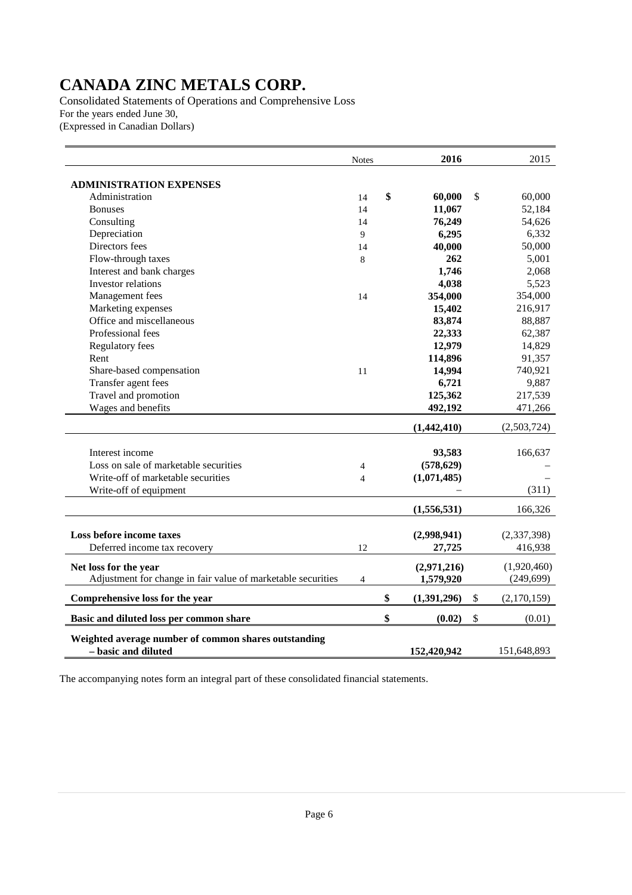# CANADA ZINC METALS CORP.

Consolidated Statements of Operations and Comprehensive Loss
For the years ended June 30,
(Expressed in Canadian Dollars)

| | Notes | 2016 | 2015 |
|---|---|---|---|
| **ADMINISTRATION EXPENSES** | | | |
| Administration | 14 | **$ 60,000** | $ 60,000 |
| Bonuses | 14 | **11,067** | 52,184 |
| Consulting | 14 | **76,249** | 54,626 |
| Depreciation | 9 | **6,295** | 6,332 |
| Directors fees | 14 | **40,000** | 50,000 |
| Flow-through taxes | 8 | **262** | 5,001 |
| Interest and bank charges | | **1,746** | 2,068 |
| Investor relations | | **4,038** | 5,523 |
| Management fees | 14 | **354,000** | 354,000 |
| Marketing expenses | | **15,402** | 216,917 |
| Office and miscellaneous | | **83,874** | 88,887 |
| Professional fees | | **22,333** | 62,387 |
| Regulatory fees | | **12,979** | 14,829 |
| Rent | | **114,896** | 91,357 |
| Share-based compensation | 11 | **14,994** | 740,921 |
| Transfer agent fees | | **6,721** | 9,887 |
| Travel and promotion | | **125,362** | 217,539 |
| Wages and benefits | | **492,192** | 471,266 |
| | | **(1,442,410)** | (2,503,724) |
| Interest income | | **93,583** | 166,637 |
| Loss on sale of marketable securities | 4 | **(578,629)** | – |
| Write-off of marketable securities | 4 | **(1,071,485)** | – |
| Write-off of equipment | | – | (311) |
| | | **(1,556,531)** | 166,326 |
| **Loss before income taxes** | | **(2,998,941)** | (2,337,398) |
| Deferred income tax recovery | 12 | **27,725** | 416,938 |
| **Net loss for the year** | | **(2,971,216)** | (1,920,460) |
| Adjustment for change in fair value of marketable securities | 4 | **1,579,920** | (249,699) |
| **Comprehensive loss for the year** | | **$ (1,391,296)** | $ (2,170,159) |
| **Basic and diluted loss per common share** | | **$ (0.02)** | $ (0.01) |
| **Weighted average number of common shares outstanding – basic and diluted** | | **152,420,942** | 151,648,893 |

The accompanying notes form an integral part of these consolidated financial statements.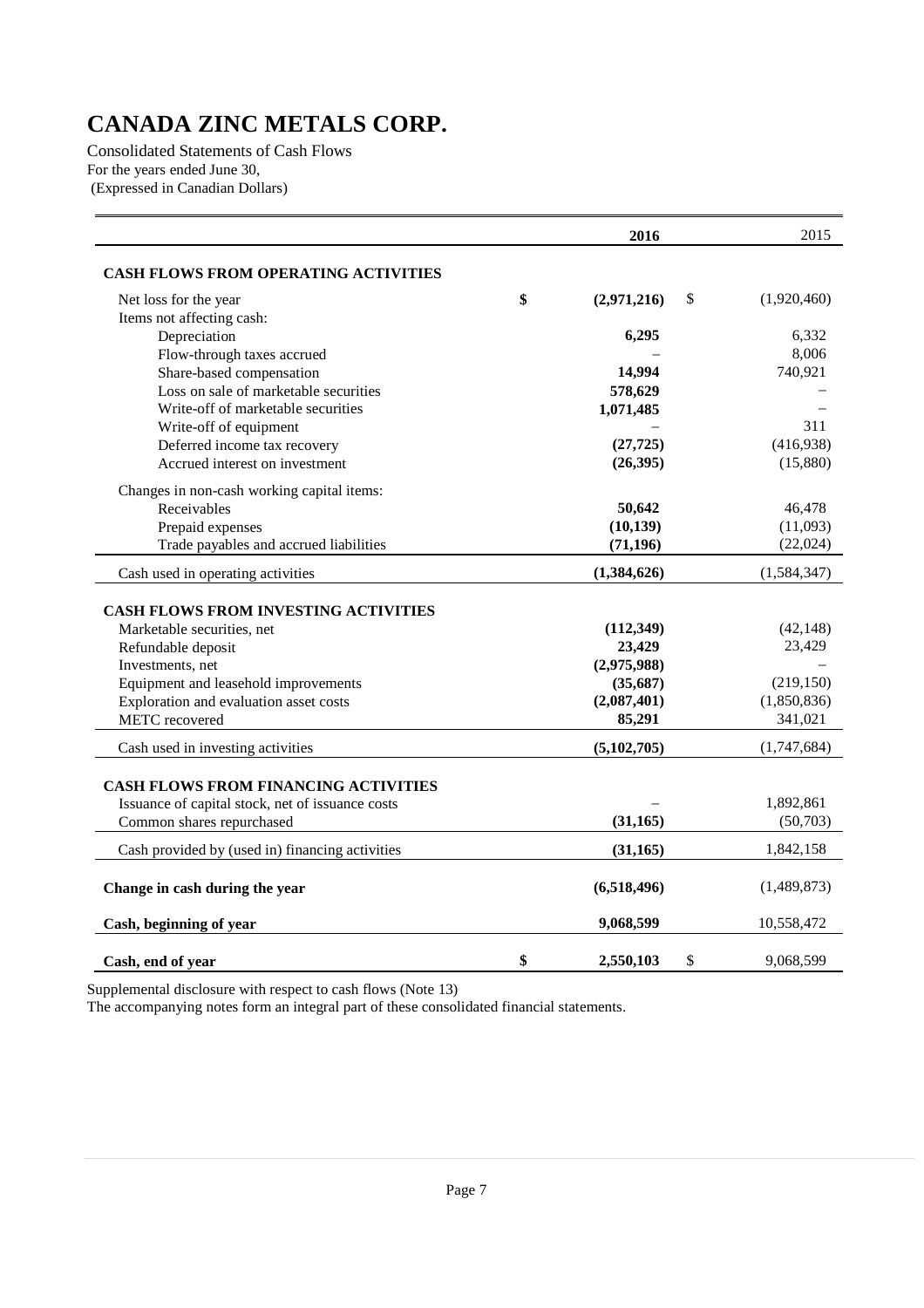# CANADA ZINC METALS CORP.

Consolidated Statements of Cash Flows
For the years ended June 30,
(Expressed in Canadian Dollars)

| | 2016 | 2015 |
|---|---|---|
| **CASH FLOWS FROM OPERATING ACTIVITIES** | | |
| Net loss for the year | $ **(2,971,216)** | $ (1,920,460) |
| Items not affecting cash: | | |
| Depreciation | **6,295** | 6,332 |
| Flow-through taxes accrued | – | 8,006 |
| Share-based compensation | **14,994** | 740,921 |
| Loss on sale of marketable securities | **578,629** | – |
| Write-off of marketable securities | **1,071,485** | – |
| Write-off of equipment | – | 311 |
| Deferred income tax recovery | **(27,725)** | (416,938) |
| Accrued interest on investment | **(26,395)** | (15,880) |
| Changes in non-cash working capital items: | | |
| Receivables | **50,642** | 46,478 |
| Prepaid expenses | **(10,139)** | (11,093) |
| Trade payables and accrued liabilities | **(71,196)** | (22,024) |
| Cash used in operating activities | **(1,384,626)** | (1,584,347) |
| **CASH FLOWS FROM INVESTING ACTIVITIES** | | |
| Marketable securities, net | **(112,349)** | (42,148) |
| Refundable deposit | **23,429** | 23,429 |
| Investments, net | **(2,975,988)** | – |
| Equipment and leasehold improvements | **(35,687)** | (219,150) |
| Exploration and evaluation asset costs | **(2,087,401)** | (1,850,836) |
| METC recovered | **85,291** | 341,021 |
| Cash used in investing activities | **(5,102,705)** | (1,747,684) |
| **CASH FLOWS FROM FINANCING ACTIVITIES** | | |
| Issuance of capital stock, net of issuance costs | – | 1,892,861 |
| Common shares repurchased | **(31,165)** | (50,703) |
| Cash provided by (used in) financing activities | **(31,165)** | 1,842,158 |
| **Change in cash during the year** | **(6,518,496)** | (1,489,873) |
| **Cash, beginning of year** | **9,068,599** | 10,558,472 |
| **Cash, end of year** | $ **2,550,103** | $ 9,068,599 |

Supplemental disclosure with respect to cash flows (Note 13)

The accompanying notes form an integral part of these consolidated financial statements.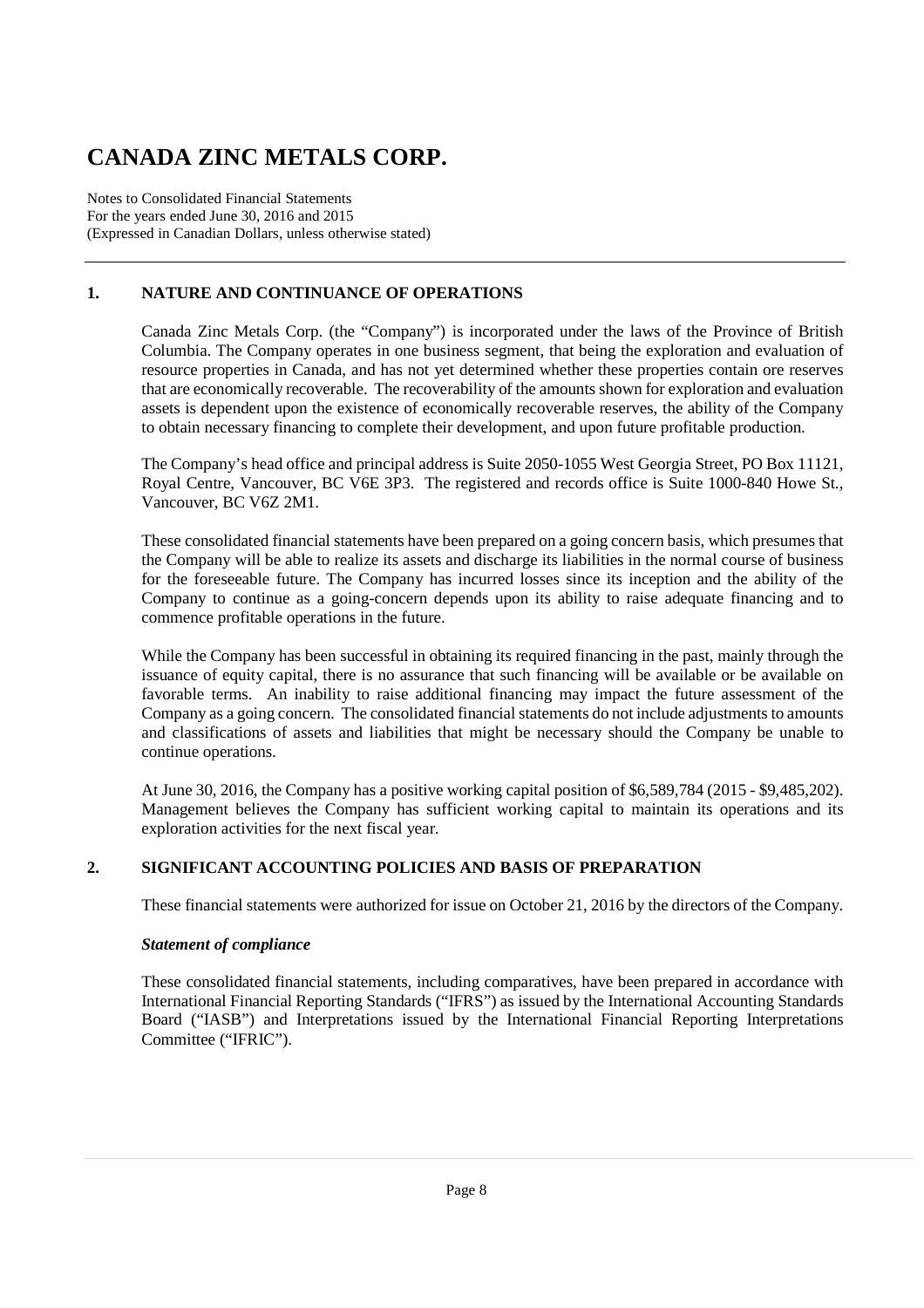# CANADA ZINC METALS CORP.

Notes to Consolidated Financial Statements
For the years ended June 30, 2016 and 2015
(Expressed in Canadian Dollars, unless otherwise stated)

## 1. NATURE AND CONTINUANCE OF OPERATIONS

Canada Zinc Metals Corp. (the "Company") is incorporated under the laws of the Province of British Columbia. The Company operates in one business segment, that being the exploration and evaluation of resource properties in Canada, and has not yet determined whether these properties contain ore reserves that are economically recoverable. The recoverability of the amounts shown for exploration and evaluation assets is dependent upon the existence of economically recoverable reserves, the ability of the Company to obtain necessary financing to complete their development, and upon future profitable production.

The Company's head office and principal address is Suite 2050-1055 West Georgia Street, PO Box 11121, Royal Centre, Vancouver, BC V6E 3P3. The registered and records office is Suite 1000-840 Howe St., Vancouver, BC V6Z 2M1.

These consolidated financial statements have been prepared on a going concern basis, which presumes that the Company will be able to realize its assets and discharge its liabilities in the normal course of business for the foreseeable future. The Company has incurred losses since its inception and the ability of the Company to continue as a going-concern depends upon its ability to raise adequate financing and to commence profitable operations in the future.

While the Company has been successful in obtaining its required financing in the past, mainly through the issuance of equity capital, there is no assurance that such financing will be available or be available on favorable terms. An inability to raise additional financing may impact the future assessment of the Company as a going concern. The consolidated financial statements do not include adjustments to amounts and classifications of assets and liabilities that might be necessary should the Company be unable to continue operations.

At June 30, 2016, the Company has a positive working capital position of $6,589,784 (2015 - $9,485,202). Management believes the Company has sufficient working capital to maintain its operations and its exploration activities for the next fiscal year.

## 2. SIGNIFICANT ACCOUNTING POLICIES AND BASIS OF PREPARATION

These financial statements were authorized for issue on October 21, 2016 by the directors of the Company.

***Statement of compliance***

These consolidated financial statements, including comparatives, have been prepared in accordance with International Financial Reporting Standards ("IFRS") as issued by the International Accounting Standards Board ("IASB") and Interpretations issued by the International Financial Reporting Interpretations Committee ("IFRIC").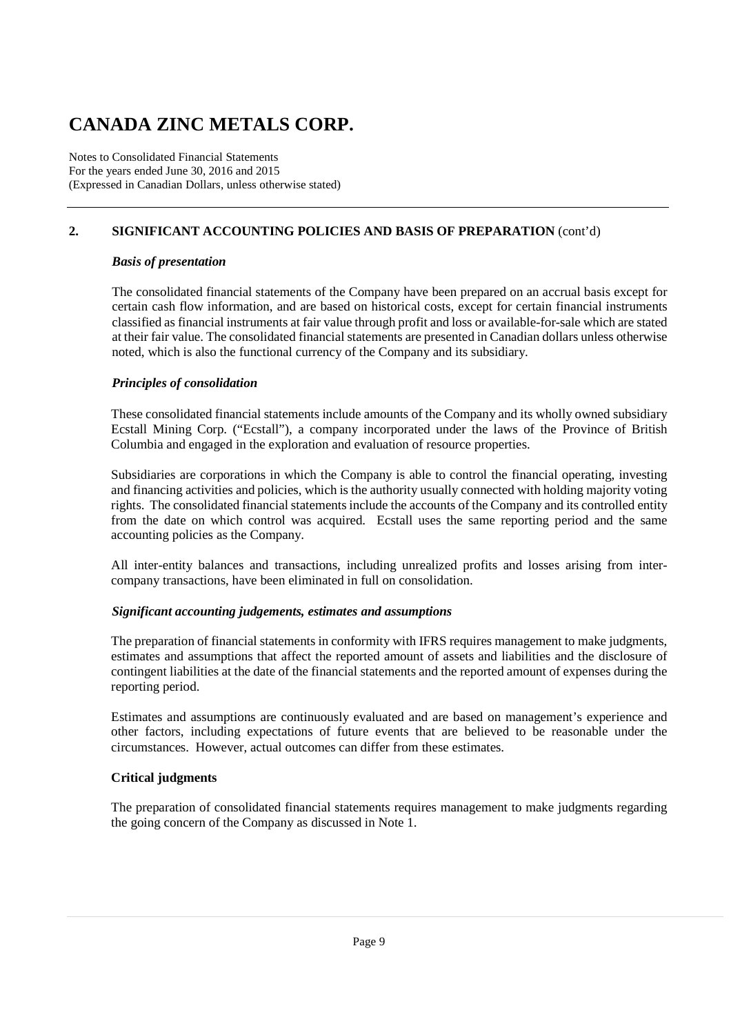## 2. SIGNIFICANT ACCOUNTING POLICIES AND BASIS OF PREPARATION (cont'd)

### *Basis of presentation*

The consolidated financial statements of the Company have been prepared on an accrual basis except for certain cash flow information, and are based on historical costs, except for certain financial instruments classified as financial instruments at fair value through profit and loss or available-for-sale which are stated at their fair value. The consolidated financial statements are presented in Canadian dollars unless otherwise noted, which is also the functional currency of the Company and its subsidiary.

### *Principles of consolidation*

These consolidated financial statements include amounts of the Company and its wholly owned subsidiary Ecstall Mining Corp. ("Ecstall"), a company incorporated under the laws of the Province of British Columbia and engaged in the exploration and evaluation of resource properties.

Subsidiaries are corporations in which the Company is able to control the financial operating, investing and financing activities and policies, which is the authority usually connected with holding majority voting rights. The consolidated financial statements include the accounts of the Company and its controlled entity from the date on which control was acquired. Ecstall uses the same reporting period and the same accounting policies as the Company.

All inter-entity balances and transactions, including unrealized profits and losses arising from inter-company transactions, have been eliminated in full on consolidation.

### *Significant accounting judgements, estimates and assumptions*

The preparation of financial statements in conformity with IFRS requires management to make judgments, estimates and assumptions that affect the reported amount of assets and liabilities and the disclosure of contingent liabilities at the date of the financial statements and the reported amount of expenses during the reporting period.

Estimates and assumptions are continuously evaluated and are based on management's experience and other factors, including expectations of future events that are believed to be reasonable under the circumstances. However, actual outcomes can differ from these estimates.

### Critical judgments

The preparation of consolidated financial statements requires management to make judgments regarding the going concern of the Company as discussed in Note 1.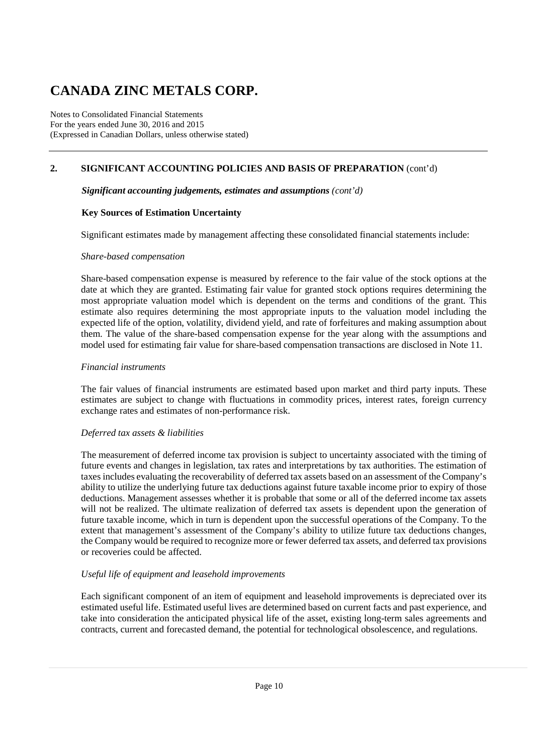## 2. SIGNIFICANT ACCOUNTING POLICIES AND BASIS OF PREPARATION (cont'd)

***Significant accounting judgements, estimates and assumptions*** *(cont'd)*

**Key Sources of Estimation Uncertainty**

Significant estimates made by management affecting these consolidated financial statements include:

*Share-based compensation*

Share-based compensation expense is measured by reference to the fair value of the stock options at the date at which they are granted. Estimating fair value for granted stock options requires determining the most appropriate valuation model which is dependent on the terms and conditions of the grant. This estimate also requires determining the most appropriate inputs to the valuation model including the expected life of the option, volatility, dividend yield, and rate of forfeitures and making assumption about them. The value of the share-based compensation expense for the year along with the assumptions and model used for estimating fair value for share-based compensation transactions are disclosed in Note 11.

*Financial instruments*

The fair values of financial instruments are estimated based upon market and third party inputs. These estimates are subject to change with fluctuations in commodity prices, interest rates, foreign currency exchange rates and estimates of non-performance risk.

*Deferred tax assets & liabilities*

The measurement of deferred income tax provision is subject to uncertainty associated with the timing of future events and changes in legislation, tax rates and interpretations by tax authorities. The estimation of taxes includes evaluating the recoverability of deferred tax assets based on an assessment of the Company's ability to utilize the underlying future tax deductions against future taxable income prior to expiry of those deductions. Management assesses whether it is probable that some or all of the deferred income tax assets will not be realized. The ultimate realization of deferred tax assets is dependent upon the generation of future taxable income, which in turn is dependent upon the successful operations of the Company. To the extent that management's assessment of the Company's ability to utilize future tax deductions changes, the Company would be required to recognize more or fewer deferred tax assets, and deferred tax provisions or recoveries could be affected.

*Useful life of equipment and leasehold improvements*

Each significant component of an item of equipment and leasehold improvements is depreciated over its estimated useful life. Estimated useful lives are determined based on current facts and past experience, and take into consideration the anticipated physical life of the asset, existing long-term sales agreements and contracts, current and forecasted demand, the potential for technological obsolescence, and regulations.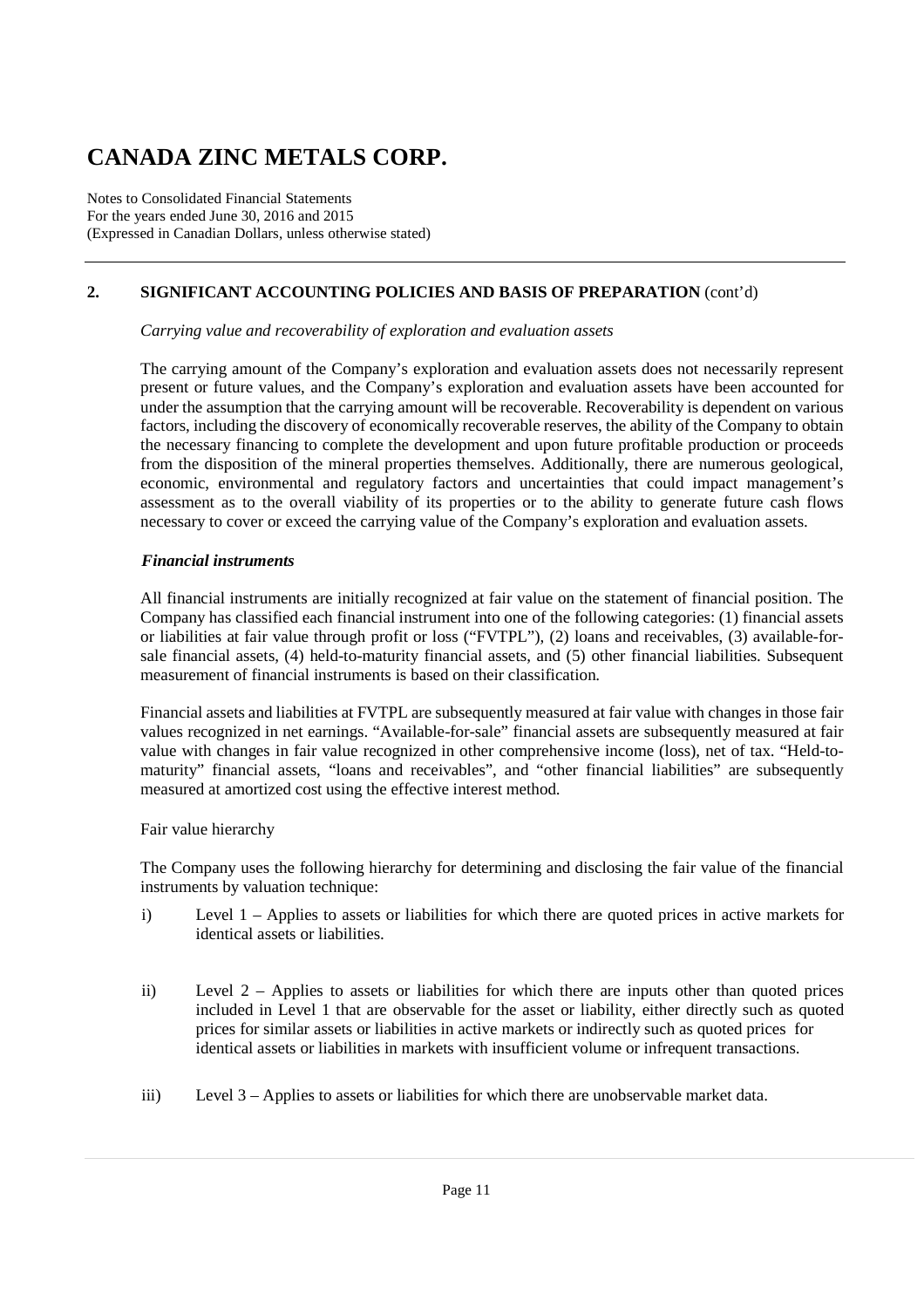# CANADA ZINC METALS CORP.

Notes to Consolidated Financial Statements
For the years ended June 30, 2016 and 2015
(Expressed in Canadian Dollars, unless otherwise stated)

## 2. SIGNIFICANT ACCOUNTING POLICIES AND BASIS OF PREPARATION (cont'd)

*Carrying value and recoverability of exploration and evaluation assets*

The carrying amount of the Company's exploration and evaluation assets does not necessarily represent present or future values, and the Company's exploration and evaluation assets have been accounted for under the assumption that the carrying amount will be recoverable. Recoverability is dependent on various factors, including the discovery of economically recoverable reserves, the ability of the Company to obtain the necessary financing to complete the development and upon future profitable production or proceeds from the disposition of the mineral properties themselves. Additionally, there are numerous geological, economic, environmental and regulatory factors and uncertainties that could impact management's assessment as to the overall viability of its properties or to the ability to generate future cash flows necessary to cover or exceed the carrying value of the Company's exploration and evaluation assets.

***Financial instruments***

All financial instruments are initially recognized at fair value on the statement of financial position. The Company has classified each financial instrument into one of the following categories: (1) financial assets or liabilities at fair value through profit or loss ("FVTPL"), (2) loans and receivables, (3) available-for-sale financial assets, (4) held-to-maturity financial assets, and (5) other financial liabilities. Subsequent measurement of financial instruments is based on their classification.

Financial assets and liabilities at FVTPL are subsequently measured at fair value with changes in those fair values recognized in net earnings. "Available-for-sale" financial assets are subsequently measured at fair value with changes in fair value recognized in other comprehensive income (loss), net of tax. "Held-to-maturity" financial assets, "loans and receivables", and "other financial liabilities" are subsequently measured at amortized cost using the effective interest method.

Fair value hierarchy

The Company uses the following hierarchy for determining and disclosing the fair value of the financial instruments by valuation technique:

i) Level 1 – Applies to assets or liabilities for which there are quoted prices in active markets for identical assets or liabilities.

ii) Level 2 – Applies to assets or liabilities for which there are inputs other than quoted prices included in Level 1 that are observable for the asset or liability, either directly such as quoted prices for similar assets or liabilities in active markets or indirectly such as quoted prices for identical assets or liabilities in markets with insufficient volume or infrequent transactions.

iii) Level 3 – Applies to assets or liabilities for which there are unobservable market data.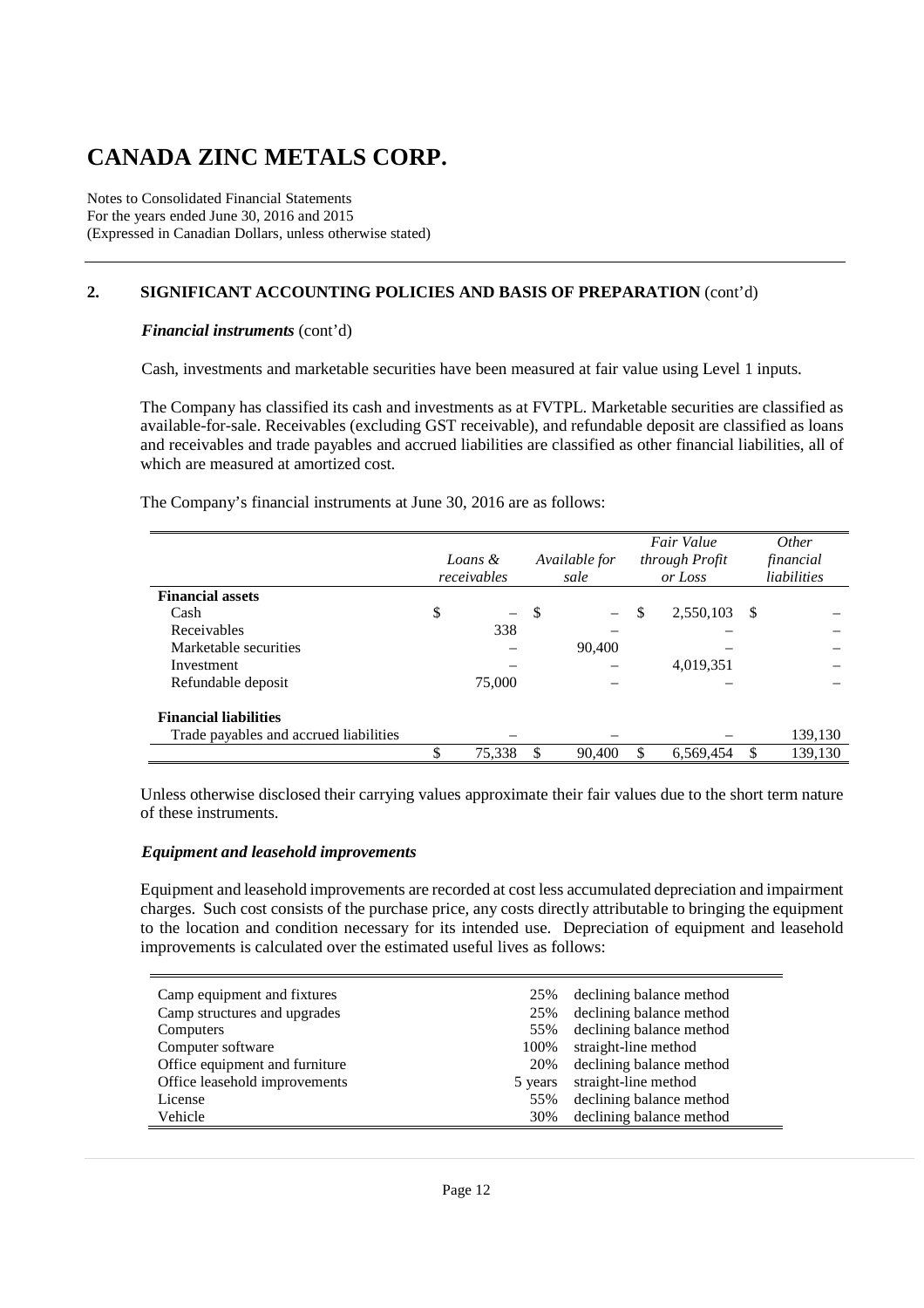# CANADA ZINC METALS CORP.

Notes to Consolidated Financial Statements
For the years ended June 30, 2016 and 2015
(Expressed in Canadian Dollars, unless otherwise stated)

## 2. SIGNIFICANT ACCOUNTING POLICIES AND BASIS OF PREPARATION (cont'd)

***Financial instruments*** (cont'd)

Cash, investments and marketable securities have been measured at fair value using Level 1 inputs.

The Company has classified its cash and investments as at FVTPL. Marketable securities are classified as available-for-sale. Receivables (excluding GST receivable), and refundable deposit are classified as loans and receivables and trade payables and accrued liabilities are classified as other financial liabilities, all of which are measured at amortized cost.

The Company's financial instruments at June 30, 2016 are as follows:

| | *Loans & receivables* | *Available for sale* | *Fair Value through Profit or Loss* | *Other financial liabilities* |
|---|---|---|---|---|
| **Financial assets** | | | | |
| Cash | $ – | $ – | $ 2,550,103 | $ – |
| Receivables | 338 | – | – | – |
| Marketable securities | – | 90,400 | – | – |
| Investment | – | – | 4,019,351 | – |
| Refundable deposit | 75,000 | – | – | – |
| **Financial liabilities** | | | | |
| Trade payables and accrued liabilities | – | – | – | 139,130 |
| | $ 75,338 | $ 90,400 | $ 6,569,454 | $ 139,130 |

Unless otherwise disclosed their carrying values approximate their fair values due to the short term nature of these instruments.

***Equipment and leasehold improvements***

Equipment and leasehold improvements are recorded at cost less accumulated depreciation and impairment charges. Such cost consists of the purchase price, any costs directly attributable to bringing the equipment to the location and condition necessary for its intended use. Depreciation of equipment and leasehold improvements is calculated over the estimated useful lives as follows:

| | | |
|---|---|---|
| Camp equipment and fixtures | 25% | declining balance method |
| Camp structures and upgrades | 25% | declining balance method |
| Computers | 55% | declining balance method |
| Computer software | 100% | straight-line method |
| Office equipment and furniture | 20% | declining balance method |
| Office leasehold improvements | 5 years | straight-line method |
| License | 55% | declining balance method |
| Vehicle | 30% | declining balance method |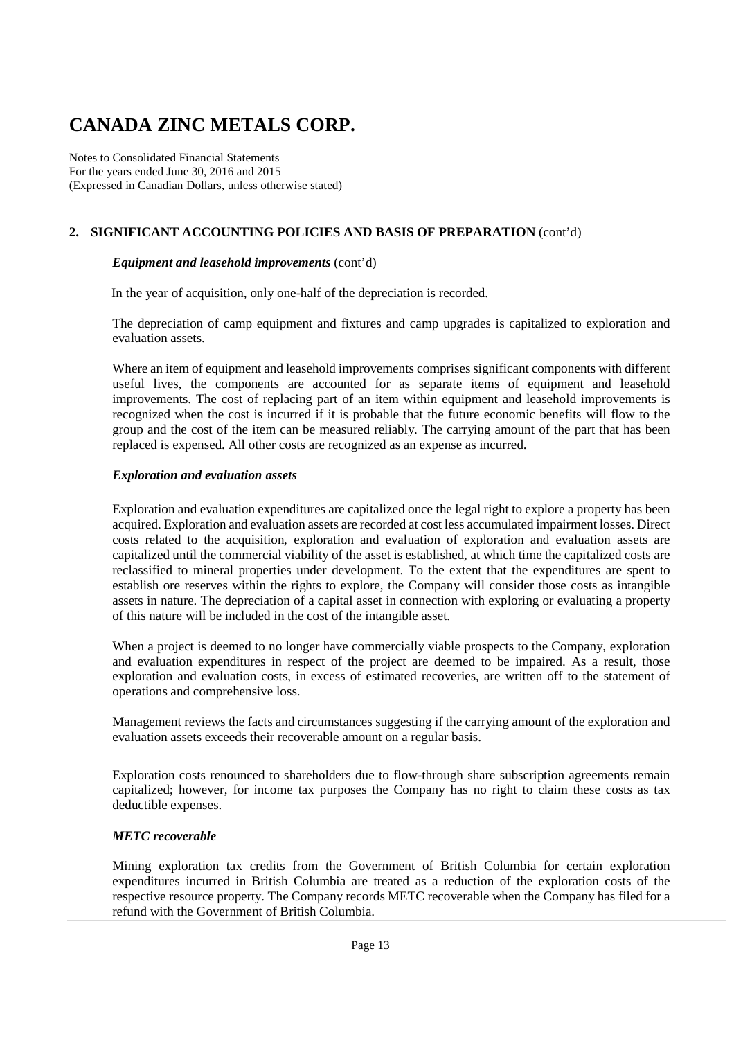## 2. SIGNIFICANT ACCOUNTING POLICIES AND BASIS OF PREPARATION (cont'd)

### *Equipment and leasehold improvements* (cont'd)

In the year of acquisition, only one-half of the depreciation is recorded.

The depreciation of camp equipment and fixtures and camp upgrades is capitalized to exploration and evaluation assets.

Where an item of equipment and leasehold improvements comprises significant components with different useful lives, the components are accounted for as separate items of equipment and leasehold improvements. The cost of replacing part of an item within equipment and leasehold improvements is recognized when the cost is incurred if it is probable that the future economic benefits will flow to the group and the cost of the item can be measured reliably. The carrying amount of the part that has been replaced is expensed. All other costs are recognized as an expense as incurred.

### *Exploration and evaluation assets*

Exploration and evaluation expenditures are capitalized once the legal right to explore a property has been acquired. Exploration and evaluation assets are recorded at cost less accumulated impairment losses. Direct costs related to the acquisition, exploration and evaluation of exploration and evaluation assets are capitalized until the commercial viability of the asset is established, at which time the capitalized costs are reclassified to mineral properties under development. To the extent that the expenditures are spent to establish ore reserves within the rights to explore, the Company will consider those costs as intangible assets in nature. The depreciation of a capital asset in connection with exploring or evaluating a property of this nature will be included in the cost of the intangible asset.

When a project is deemed to no longer have commercially viable prospects to the Company, exploration and evaluation expenditures in respect of the project are deemed to be impaired. As a result, those exploration and evaluation costs, in excess of estimated recoveries, are written off to the statement of operations and comprehensive loss.

Management reviews the facts and circumstances suggesting if the carrying amount of the exploration and evaluation assets exceeds their recoverable amount on a regular basis.

Exploration costs renounced to shareholders due to flow-through share subscription agreements remain capitalized; however, for income tax purposes the Company has no right to claim these costs as tax deductible expenses.

### *METC recoverable*

Mining exploration tax credits from the Government of British Columbia for certain exploration expenditures incurred in British Columbia are treated as a reduction of the exploration costs of the respective resource property. The Company records METC recoverable when the Company has filed for a refund with the Government of British Columbia.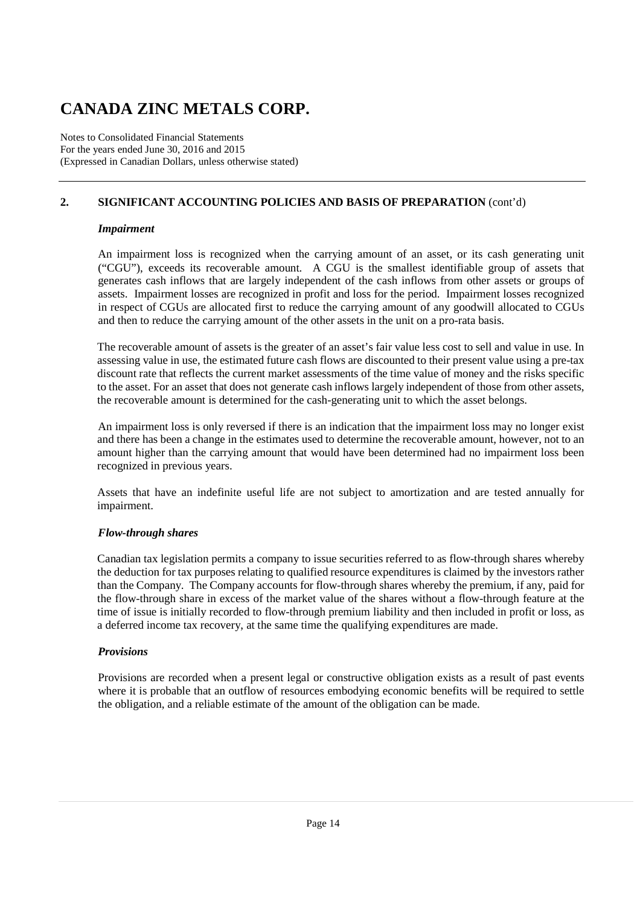## 2. SIGNIFICANT ACCOUNTING POLICIES AND BASIS OF PREPARATION (cont'd)

### *Impairment*

An impairment loss is recognized when the carrying amount of an asset, or its cash generating unit ("CGU"), exceeds its recoverable amount. A CGU is the smallest identifiable group of assets that generates cash inflows that are largely independent of the cash inflows from other assets or groups of assets. Impairment losses are recognized in profit and loss for the period. Impairment losses recognized in respect of CGUs are allocated first to reduce the carrying amount of any goodwill allocated to CGUs and then to reduce the carrying amount of the other assets in the unit on a pro-rata basis.

The recoverable amount of assets is the greater of an asset's fair value less cost to sell and value in use. In assessing value in use, the estimated future cash flows are discounted to their present value using a pre-tax discount rate that reflects the current market assessments of the time value of money and the risks specific to the asset. For an asset that does not generate cash inflows largely independent of those from other assets, the recoverable amount is determined for the cash-generating unit to which the asset belongs.

An impairment loss is only reversed if there is an indication that the impairment loss may no longer exist and there has been a change in the estimates used to determine the recoverable amount, however, not to an amount higher than the carrying amount that would have been determined had no impairment loss been recognized in previous years.

Assets that have an indefinite useful life are not subject to amortization and are tested annually for impairment.

### *Flow-through shares*

Canadian tax legislation permits a company to issue securities referred to as flow-through shares whereby the deduction for tax purposes relating to qualified resource expenditures is claimed by the investors rather than the Company. The Company accounts for flow-through shares whereby the premium, if any, paid for the flow-through share in excess of the market value of the shares without a flow-through feature at the time of issue is initially recorded to flow-through premium liability and then included in profit or loss, as a deferred income tax recovery, at the same time the qualifying expenditures are made.

### *Provisions*

Provisions are recorded when a present legal or constructive obligation exists as a result of past events where it is probable that an outflow of resources embodying economic benefits will be required to settle the obligation, and a reliable estimate of the amount of the obligation can be made.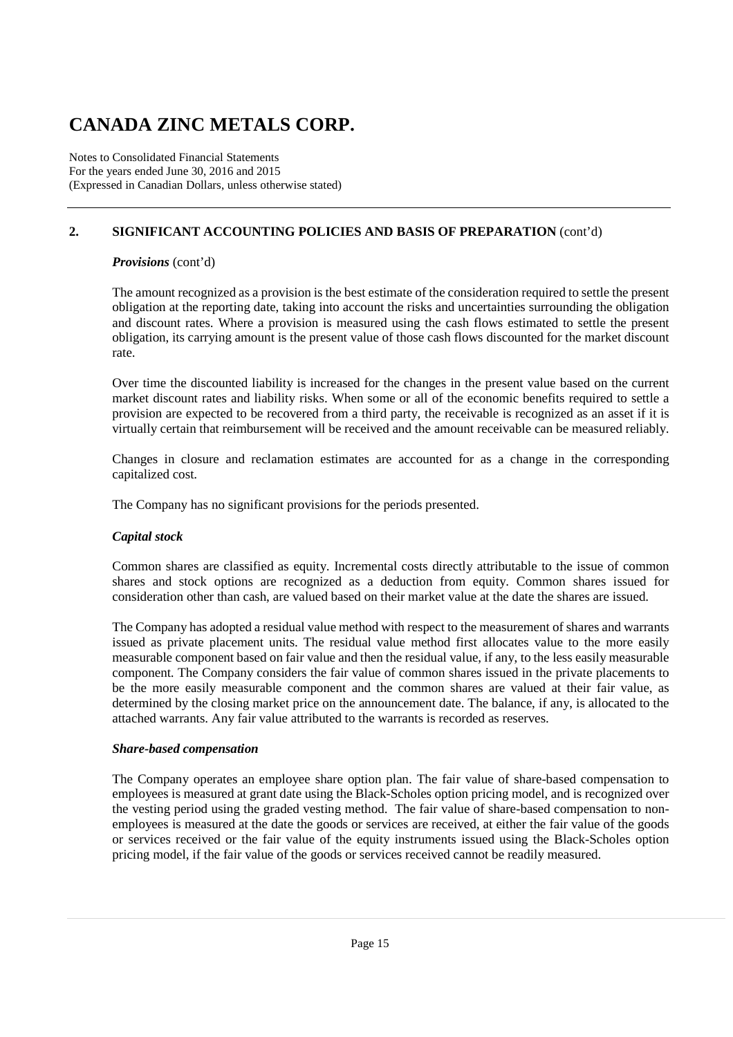## 2. SIGNIFICANT ACCOUNTING POLICIES AND BASIS OF PREPARATION (cont'd)

***Provisions*** (cont'd)

The amount recognized as a provision is the best estimate of the consideration required to settle the present obligation at the reporting date, taking into account the risks and uncertainties surrounding the obligation and discount rates. Where a provision is measured using the cash flows estimated to settle the present obligation, its carrying amount is the present value of those cash flows discounted for the market discount rate.

Over time the discounted liability is increased for the changes in the present value based on the current market discount rates and liability risks. When some or all of the economic benefits required to settle a provision are expected to be recovered from a third party, the receivable is recognized as an asset if it is virtually certain that reimbursement will be received and the amount receivable can be measured reliably.

Changes in closure and reclamation estimates are accounted for as a change in the corresponding capitalized cost.

The Company has no significant provisions for the periods presented.

***Capital stock***

Common shares are classified as equity. Incremental costs directly attributable to the issue of common shares and stock options are recognized as a deduction from equity. Common shares issued for consideration other than cash, are valued based on their market value at the date the shares are issued.

The Company has adopted a residual value method with respect to the measurement of shares and warrants issued as private placement units. The residual value method first allocates value to the more easily measurable component based on fair value and then the residual value, if any, to the less easily measurable component. The Company considers the fair value of common shares issued in the private placements to be the more easily measurable component and the common shares are valued at their fair value, as determined by the closing market price on the announcement date. The balance, if any, is allocated to the attached warrants. Any fair value attributed to the warrants is recorded as reserves.

***Share-based compensation***

The Company operates an employee share option plan. The fair value of share-based compensation to employees is measured at grant date using the Black-Scholes option pricing model, and is recognized over the vesting period using the graded vesting method. The fair value of share-based compensation to non-employees is measured at the date the goods or services are received, at either the fair value of the goods or services received or the fair value of the equity instruments issued using the Black-Scholes option pricing model, if the fair value of the goods or services received cannot be readily measured.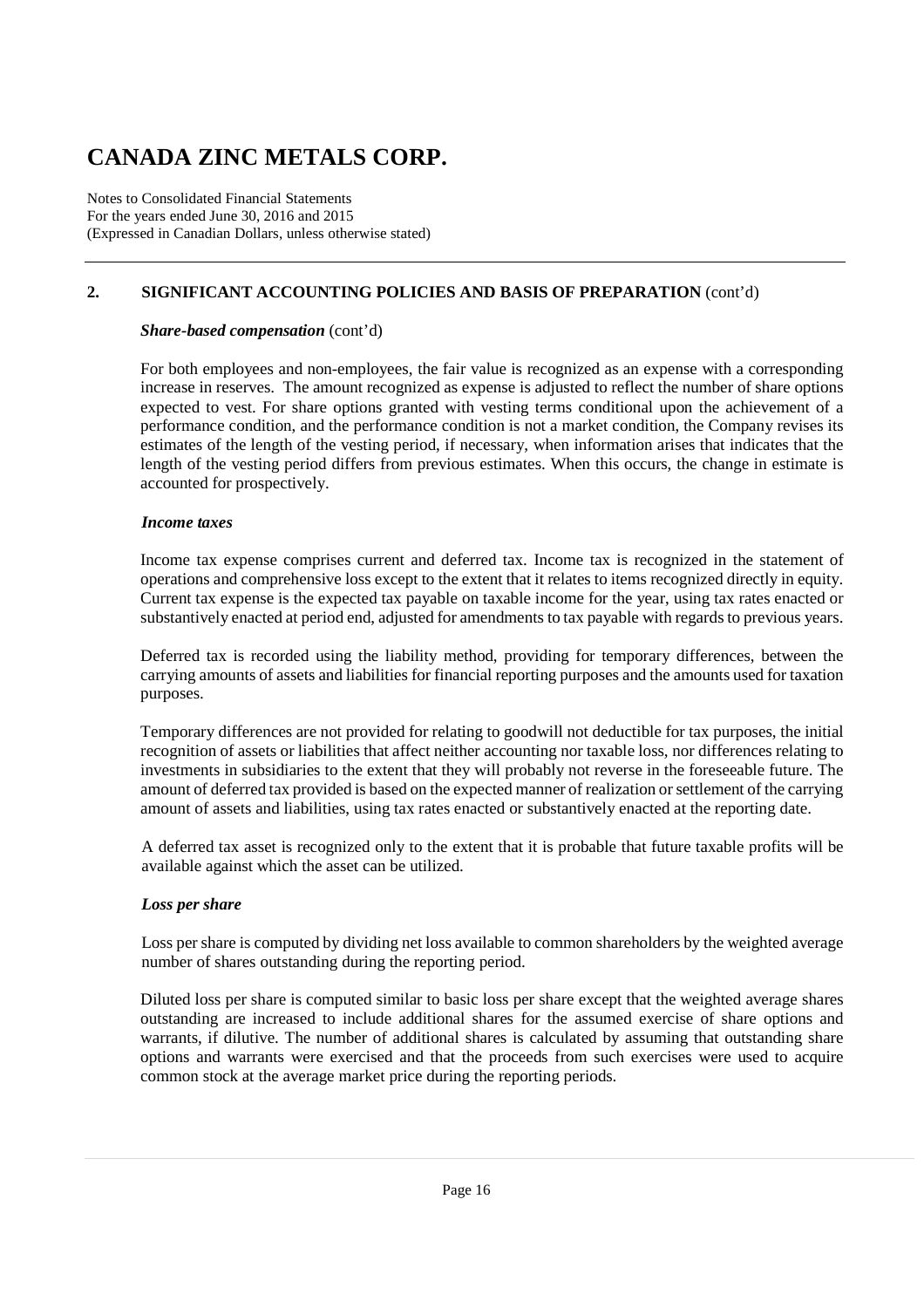## 2. SIGNIFICANT ACCOUNTING POLICIES AND BASIS OF PREPARATION (cont'd)

***Share-based compensation*** (cont'd)

For both employees and non-employees, the fair value is recognized as an expense with a corresponding increase in reserves. The amount recognized as expense is adjusted to reflect the number of share options expected to vest. For share options granted with vesting terms conditional upon the achievement of a performance condition, and the performance condition is not a market condition, the Company revises its estimates of the length of the vesting period, if necessary, when information arises that indicates that the length of the vesting period differs from previous estimates. When this occurs, the change in estimate is accounted for prospectively.

***Income taxes***

Income tax expense comprises current and deferred tax. Income tax is recognized in the statement of operations and comprehensive loss except to the extent that it relates to items recognized directly in equity. Current tax expense is the expected tax payable on taxable income for the year, using tax rates enacted or substantively enacted at period end, adjusted for amendments to tax payable with regards to previous years.

Deferred tax is recorded using the liability method, providing for temporary differences, between the carrying amounts of assets and liabilities for financial reporting purposes and the amounts used for taxation purposes.

Temporary differences are not provided for relating to goodwill not deductible for tax purposes, the initial recognition of assets or liabilities that affect neither accounting nor taxable loss, nor differences relating to investments in subsidiaries to the extent that they will probably not reverse in the foreseeable future. The amount of deferred tax provided is based on the expected manner of realization or settlement of the carrying amount of assets and liabilities, using tax rates enacted or substantively enacted at the reporting date.

A deferred tax asset is recognized only to the extent that it is probable that future taxable profits will be available against which the asset can be utilized.

***Loss per share***

Loss per share is computed by dividing net loss available to common shareholders by the weighted average number of shares outstanding during the reporting period.

Diluted loss per share is computed similar to basic loss per share except that the weighted average shares outstanding are increased to include additional shares for the assumed exercise of share options and warrants, if dilutive. The number of additional shares is calculated by assuming that outstanding share options and warrants were exercised and that the proceeds from such exercises were used to acquire common stock at the average market price during the reporting periods.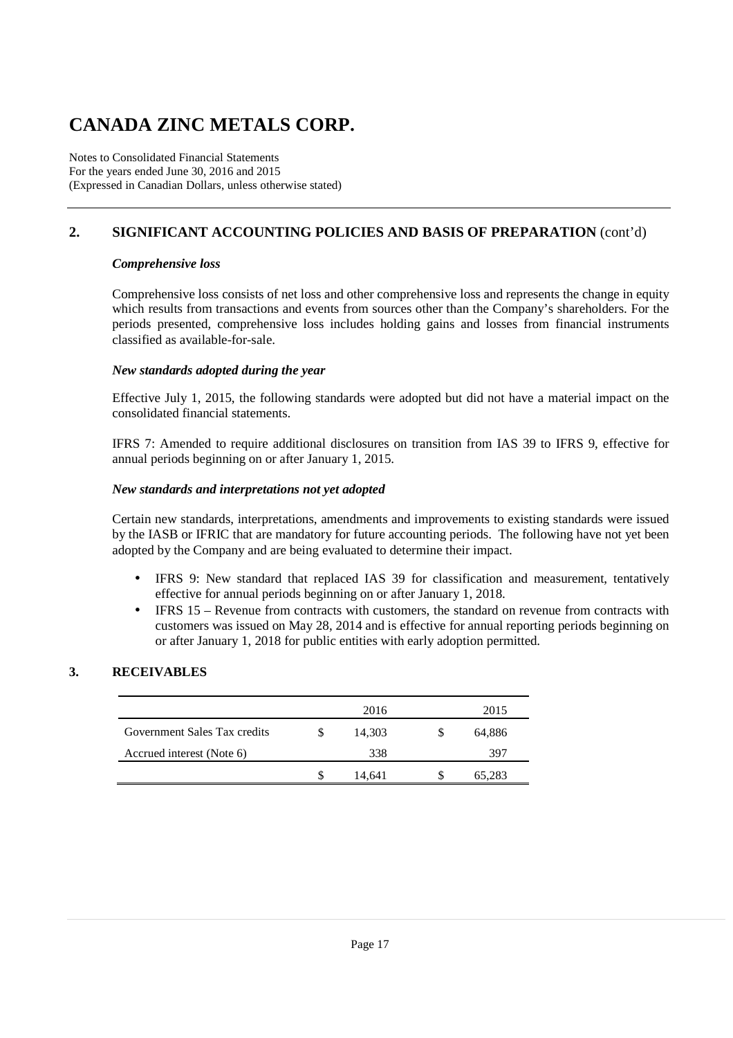# CANADA ZINC METALS CORP.

Notes to Consolidated Financial Statements
For the years ended June 30, 2016 and 2015
(Expressed in Canadian Dollars, unless otherwise stated)

## 2. SIGNIFICANT ACCOUNTING POLICIES AND BASIS OF PREPARATION (cont'd)

***Comprehensive loss***

Comprehensive loss consists of net loss and other comprehensive loss and represents the change in equity which results from transactions and events from sources other than the Company's shareholders. For the periods presented, comprehensive loss includes holding gains and losses from financial instruments classified as available-for-sale.

***New standards adopted during the year***

Effective July 1, 2015, the following standards were adopted but did not have a material impact on the consolidated financial statements.

IFRS 7: Amended to require additional disclosures on transition from IAS 39 to IFRS 9, effective for annual periods beginning on or after January 1, 2015.

***New standards and interpretations not yet adopted***

Certain new standards, interpretations, amendments and improvements to existing standards were issued by the IASB or IFRIC that are mandatory for future accounting periods. The following have not yet been adopted by the Company and are being evaluated to determine their impact.

- IFRS 9: New standard that replaced IAS 39 for classification and measurement, tentatively effective for annual periods beginning on or after January 1, 2018.
- IFRS 15 – Revenue from contracts with customers, the standard on revenue from contracts with customers was issued on May 28, 2014 and is effective for annual reporting periods beginning on or after January 1, 2018 for public entities with early adoption permitted.

## 3. RECEIVABLES

| | 2016 | 2015 |
|---|---|---|
| Government Sales Tax credits | $ 14,303 | $ 64,886 |
| Accrued interest (Note 6) | 338 | 397 |
| | $ 14,641 | $ 65,283 |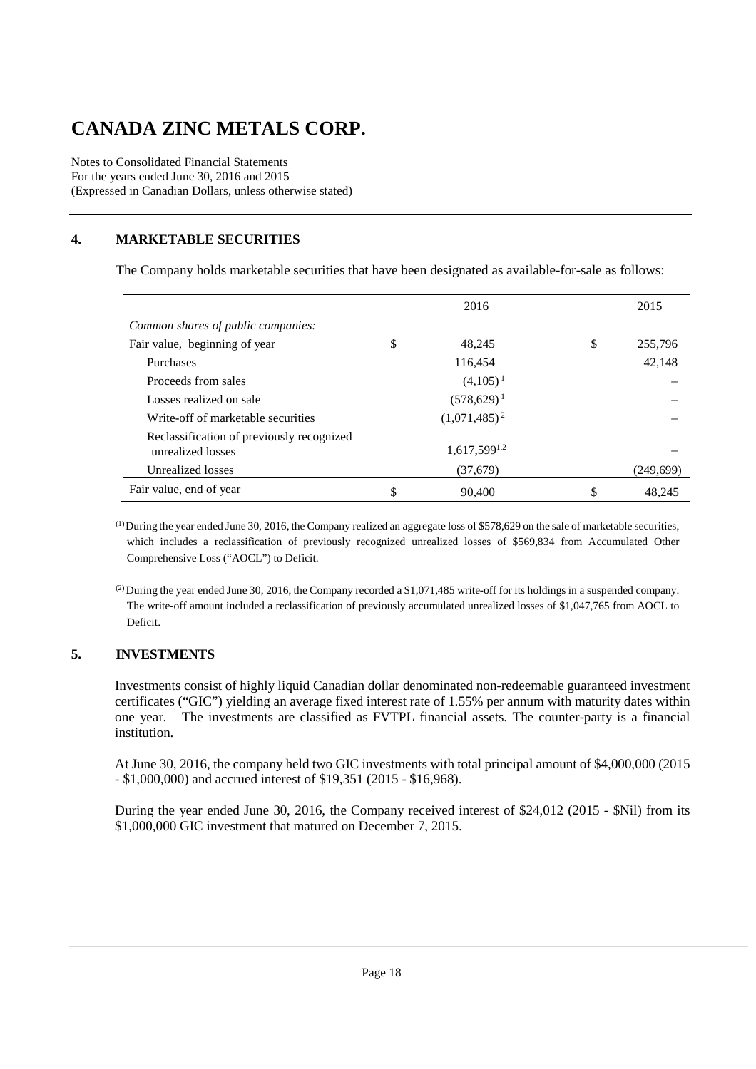# CANADA ZINC METALS CORP.

Notes to Consolidated Financial Statements
For the years ended June 30, 2016 and 2015
(Expressed in Canadian Dollars, unless otherwise stated)

## 4. MARKETABLE SECURITIES

The Company holds marketable securities that have been designated as available-for-sale as follows:

| | 2016 | 2015 |
|---|---|---|
| *Common shares of public companies:* | | |
| Fair value, beginning of year | $ 48,245 | $ 255,796 |
| Purchases | 116,454 | 42,148 |
| Proceeds from sales | (4,105) [1] | – |
| Losses realized on sale | (578,629) [1] | – |
| Write-off of marketable securities | (1,071,485) [2] | – |
| Reclassification of previously recognized unrealized losses | 1,617,599 [1,2] | – |
| Unrealized losses | (37,679) | (249,699) |
| Fair value, end of year | $ 90,400 | $ 48,245 |

[1] During the year ended June 30, 2016, the Company realized an aggregate loss of $578,629 on the sale of marketable securities, which includes a reclassification of previously recognized unrealized losses of $569,834 from Accumulated Other Comprehensive Loss ("AOCL") to Deficit.

[2] During the year ended June 30, 2016, the Company recorded a $1,071,485 write-off for its holdings in a suspended company. The write-off amount included a reclassification of previously accumulated unrealized losses of $1,047,765 from AOCL to Deficit.

## 5. INVESTMENTS

Investments consist of highly liquid Canadian dollar denominated non-redeemable guaranteed investment certificates ("GIC") yielding an average fixed interest rate of 1.55% per annum with maturity dates within one year. The investments are classified as FVTPL financial assets. The counter-party is a financial institution.

At June 30, 2016, the company held two GIC investments with total principal amount of $4,000,000 (2015 - $1,000,000) and accrued interest of $19,351 (2015 - $16,968).

During the year ended June 30, 2016, the Company received interest of $24,012 (2015 - $Nil) from its $1,000,000 GIC investment that matured on December 7, 2015.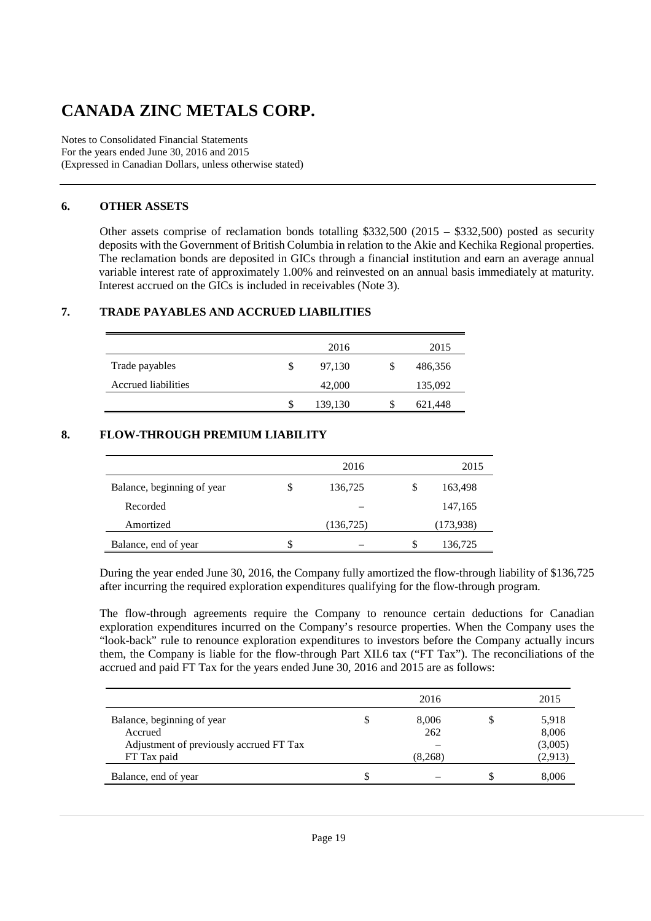# CANADA ZINC METALS CORP.

Notes to Consolidated Financial Statements
For the years ended June 30, 2016 and 2015
(Expressed in Canadian Dollars, unless otherwise stated)

## 6. OTHER ASSETS

Other assets comprise of reclamation bonds totalling $332,500 (2015 – $332,500) posted as security deposits with the Government of British Columbia in relation to the Akie and Kechika Regional properties. The reclamation bonds are deposited in GICs through a financial institution and earn an average annual variable interest rate of approximately 1.00% and reinvested on an annual basis immediately at maturity. Interest accrued on the GICs is included in receivables (Note 3).

## 7. TRADE PAYABLES AND ACCRUED LIABILITIES

| | 2016 | 2015 |
|---|---|---|
| Trade payables | $ 97,130 | $ 486,356 |
| Accrued liabilities | 42,000 | 135,092 |
| | $ 139,130 | $ 621,448 |

## 8. FLOW-THROUGH PREMIUM LIABILITY

| | 2016 | 2015 |
|---|---|---|
| Balance, beginning of year | $ 136,725 | $ 163,498 |
| Recorded | – | 147,165 |
| Amortized | (136,725) | (173,938) |
| Balance, end of year | $ – | $ 136,725 |

During the year ended June 30, 2016, the Company fully amortized the flow-through liability of $136,725 after incurring the required exploration expenditures qualifying for the flow-through program.

The flow-through agreements require the Company to renounce certain deductions for Canadian exploration expenditures incurred on the Company's resource properties. When the Company uses the "look-back" rule to renounce exploration expenditures to investors before the Company actually incurs them, the Company is liable for the flow-through Part XII.6 tax ("FT Tax"). The reconciliations of the accrued and paid FT Tax for the years ended June 30, 2016 and 2015 are as follows:

| | 2016 | 2015 |
|---|---|---|
| Balance, beginning of year | $ 8,006 | $ 5,918 |
| Accrued | 262 | 8,006 |
| Adjustment of previously accrued FT Tax | – | (3,005) |
| FT Tax paid | (8,268) | (2,913) |
| Balance, end of year | $ – | $ 8,006 |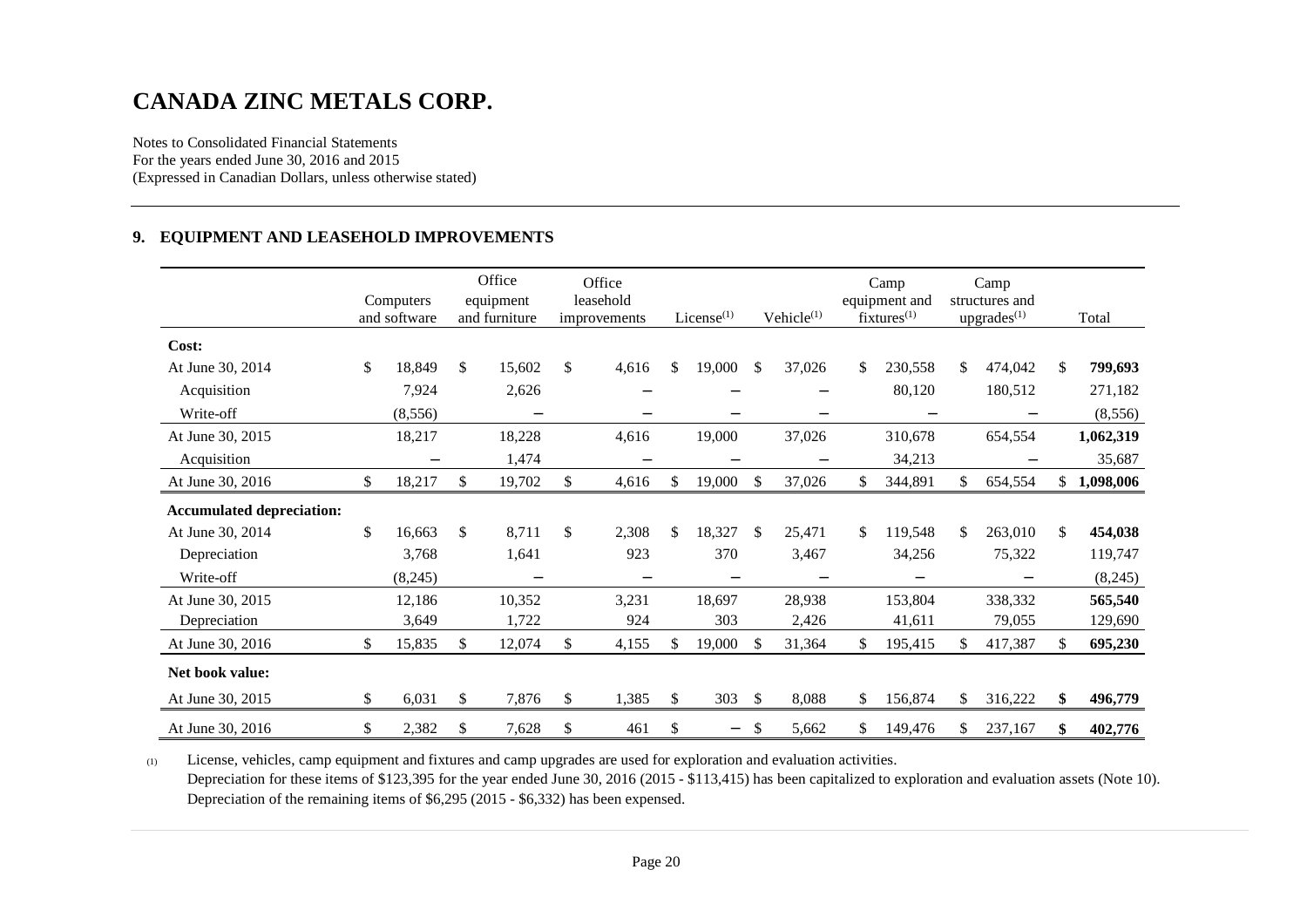# CANADA ZINC METALS CORP.

Notes to Consolidated Financial Statements
For the years ended June 30, 2016 and 2015
(Expressed in Canadian Dollars, unless otherwise stated)

## 9. EQUIPMENT AND LEASEHOLD IMPROVEMENTS

| | Computers and software | Office equipment and furniture | Office leasehold improvements | License[(1)] | Vehicle[(1)] | Camp equipment and fixtures[(1)] | Camp structures and upgrades[(1)] | Total |
|---|---|---|---|---|---|---|---|---|
| **Cost:** | | | | | | | | |
| At June 30, 2014 | $ 18,849 | $ 15,602 | $ 4,616 | $ 19,000 | $ 37,026 | $ 230,558 | $ 474,042 | $ **799,693** |
| Acquisition | 7,924 | 2,626 | – | – | – | 80,120 | 180,512 | 271,182 |
| Write-off | (8,556) | – | – | – | – | – | – | (8,556) |
| At June 30, 2015 | 18,217 | 18,228 | 4,616 | 19,000 | 37,026 | 310,678 | 654,554 | **1,062,319** |
| Acquisition | – | 1,474 | – | – | – | 34,213 | – | 35,687 |
| At June 30, 2016 | $ 18,217 | $ 19,702 | $ 4,616 | $ 19,000 | $ 37,026 | $ 344,891 | $ 654,554 | $ **1,098,006** |
| **Accumulated depreciation:** | | | | | | | | |
| At June 30, 2014 | $ 16,663 | $ 8,711 | $ 2,308 | $ 18,327 | $ 25,471 | $ 119,548 | $ 263,010 | $ **454,038** |
| Depreciation | 3,768 | 1,641 | 923 | 370 | 3,467 | 34,256 | 75,322 | 119,747 |
| Write-off | (8,245) | – | – | – | – | – | – | (8,245) |
| At June 30, 2015 | 12,186 | 10,352 | 3,231 | 18,697 | 28,938 | 153,804 | 338,332 | **565,540** |
| Depreciation | 3,649 | 1,722 | 924 | 303 | 2,426 | 41,611 | 79,055 | 129,690 |
| At June 30, 2016 | $ 15,835 | $ 12,074 | $ 4,155 | $ 19,000 | $ 31,364 | $ 195,415 | $ 417,387 | $ **695,230** |
| **Net book value:** | | | | | | | | |
| At June 30, 2015 | $ 6,031 | $ 7,876 | $ 1,385 | $ 303 | $ 8,088 | $ 156,874 | $ 316,222 | **$ 496,779** |
| At June 30, 2016 | $ 2,382 | $ 7,628 | $ 461 | $ – | $ 5,662 | $ 149,476 | $ 237,167 | **$ 402,776** |

(1) License, vehicles, camp equipment and fixtures and camp upgrades are used for exploration and evaluation activities. Depreciation for these items of $123,395 for the year ended June 30, 2016 (2015 - $113,415) has been capitalized to exploration and evaluation assets (Note 10). Depreciation of the remaining items of $6,295 (2015 - $6,332) has been expensed.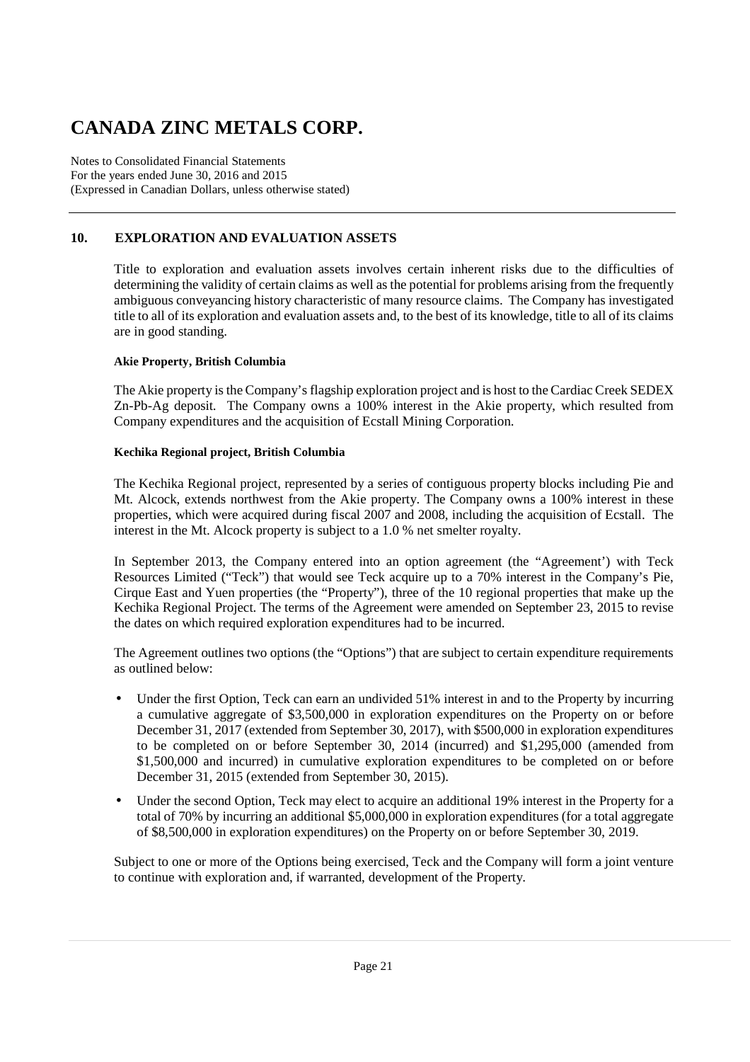# CANADA ZINC METALS CORP.

Notes to Consolidated Financial Statements
For the years ended June 30, 2016 and 2015
(Expressed in Canadian Dollars, unless otherwise stated)

## 10. EXPLORATION AND EVALUATION ASSETS

Title to exploration and evaluation assets involves certain inherent risks due to the difficulties of determining the validity of certain claims as well as the potential for problems arising from the frequently ambiguous conveyancing history characteristic of many resource claims. The Company has investigated title to all of its exploration and evaluation assets and, to the best of its knowledge, title to all of its claims are in good standing.

**Akie Property, British Columbia**

The Akie property is the Company's flagship exploration project and is host to the Cardiac Creek SEDEX Zn-Pb-Ag deposit. The Company owns a 100% interest in the Akie property, which resulted from Company expenditures and the acquisition of Ecstall Mining Corporation.

**Kechika Regional project, British Columbia**

The Kechika Regional project, represented by a series of contiguous property blocks including Pie and Mt. Alcock, extends northwest from the Akie property. The Company owns a 100% interest in these properties, which were acquired during fiscal 2007 and 2008, including the acquisition of Ecstall. The interest in the Mt. Alcock property is subject to a 1.0 % net smelter royalty.

In September 2013, the Company entered into an option agreement (the "Agreement') with Teck Resources Limited ("Teck") that would see Teck acquire up to a 70% interest in the Company's Pie, Cirque East and Yuen properties (the "Property"), three of the 10 regional properties that make up the Kechika Regional Project. The terms of the Agreement were amended on September 23, 2015 to revise the dates on which required exploration expenditures had to be incurred.

The Agreement outlines two options (the "Options") that are subject to certain expenditure requirements as outlined below:

- Under the first Option, Teck can earn an undivided 51% interest in and to the Property by incurring a cumulative aggregate of $3,500,000 in exploration expenditures on the Property on or before December 31, 2017 (extended from September 30, 2017), with $500,000 in exploration expenditures to be completed on or before September 30, 2014 (incurred) and $1,295,000 (amended from $1,500,000 and incurred) in cumulative exploration expenditures to be completed on or before December 31, 2015 (extended from September 30, 2015).
- Under the second Option, Teck may elect to acquire an additional 19% interest in the Property for a total of 70% by incurring an additional $5,000,000 in exploration expenditures (for a total aggregate of $8,500,000 in exploration expenditures) on the Property on or before September 30, 2019.

Subject to one or more of the Options being exercised, Teck and the Company will form a joint venture to continue with exploration and, if warranted, development of the Property.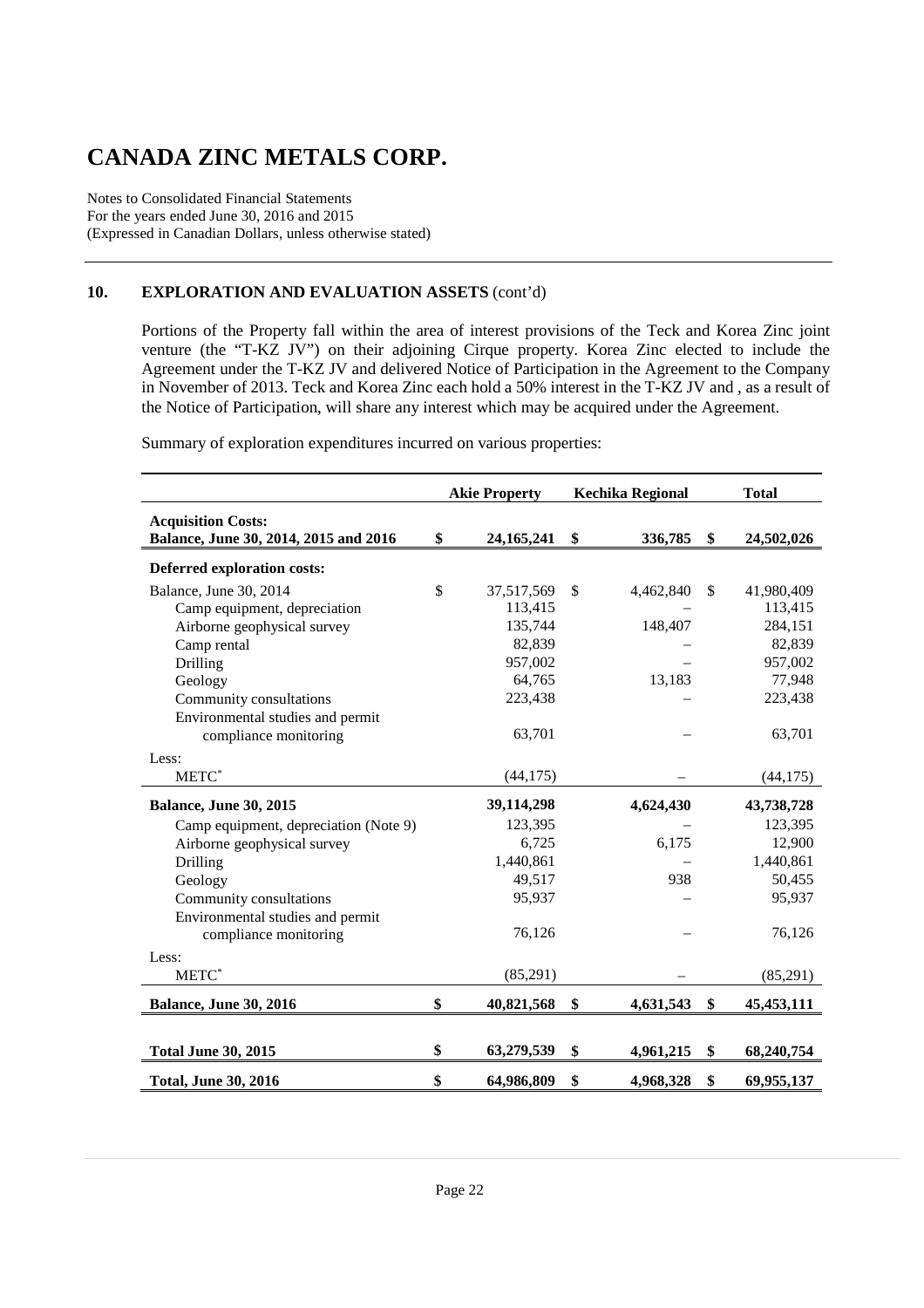# CANADA ZINC METALS CORP.

Notes to Consolidated Financial Statements
For the years ended June 30, 2016 and 2015
(Expressed in Canadian Dollars, unless otherwise stated)

## 10. EXPLORATION AND EVALUATION ASSETS (cont'd)

Portions of the Property fall within the area of interest provisions of the Teck and Korea Zinc joint venture (the "T-KZ JV") on their adjoining Cirque property. Korea Zinc elected to include the Agreement under the T-KZ JV and delivered Notice of Participation in the Agreement to the Company in November of 2013. Teck and Korea Zinc each hold a 50% interest in the T-KZ JV and , as a result of the Notice of Participation, will share any interest which may be acquired under the Agreement.

Summary of exploration expenditures incurred on various properties:

| | Akie Property | Kechika Regional | Total |
|---|---|---|---|
| **Acquisition Costs:** | | | |
| **Balance, June 30, 2014, 2015 and 2016** | **$ 24,165,241** | **$ 336,785** | **$ 24,502,026** |
| **Deferred exploration costs:** | | | |
| Balance, June 30, 2014 | $ 37,517,569 | $ 4,462,840 | $ 41,980,409 |
| Camp equipment, depreciation | 113,415 | – | 113,415 |
| Airborne geophysical survey | 135,744 | 148,407 | 284,151 |
| Camp rental | 82,839 | – | 82,839 |
| Drilling | 957,002 | – | 957,002 |
| Geology | 64,765 | 13,183 | 77,948 |
| Community consultations | 223,438 | – | 223,438 |
| Environmental studies and permit compliance monitoring | 63,701 | – | 63,701 |
| Less: | | | |
| METC* | (44,175) | – | (44,175) |
| **Balance, June 30, 2015** | **39,114,298** | **4,624,430** | **43,738,728** |
| Camp equipment, depreciation (Note 9) | 123,395 | – | 123,395 |
| Airborne geophysical survey | 6,725 | 6,175 | 12,900 |
| Drilling | 1,440,861 | – | 1,440,861 |
| Geology | 49,517 | 938 | 50,455 |
| Community consultations | 95,937 | – | 95,937 |
| Environmental studies and permit compliance monitoring | 76,126 | – | 76,126 |
| Less: | | | |
| METC* | (85,291) | – | (85,291) |
| **Balance, June 30, 2016** | **$ 40,821,568** | **$ 4,631,543** | **$ 45,453,111** |
| **Total June 30, 2015** | **$ 63,279,539** | **$ 4,961,215** | **$ 68,240,754** |
| **Total, June 30, 2016** | **$ 64,986,809** | **$ 4,968,328** | **$ 69,955,137** |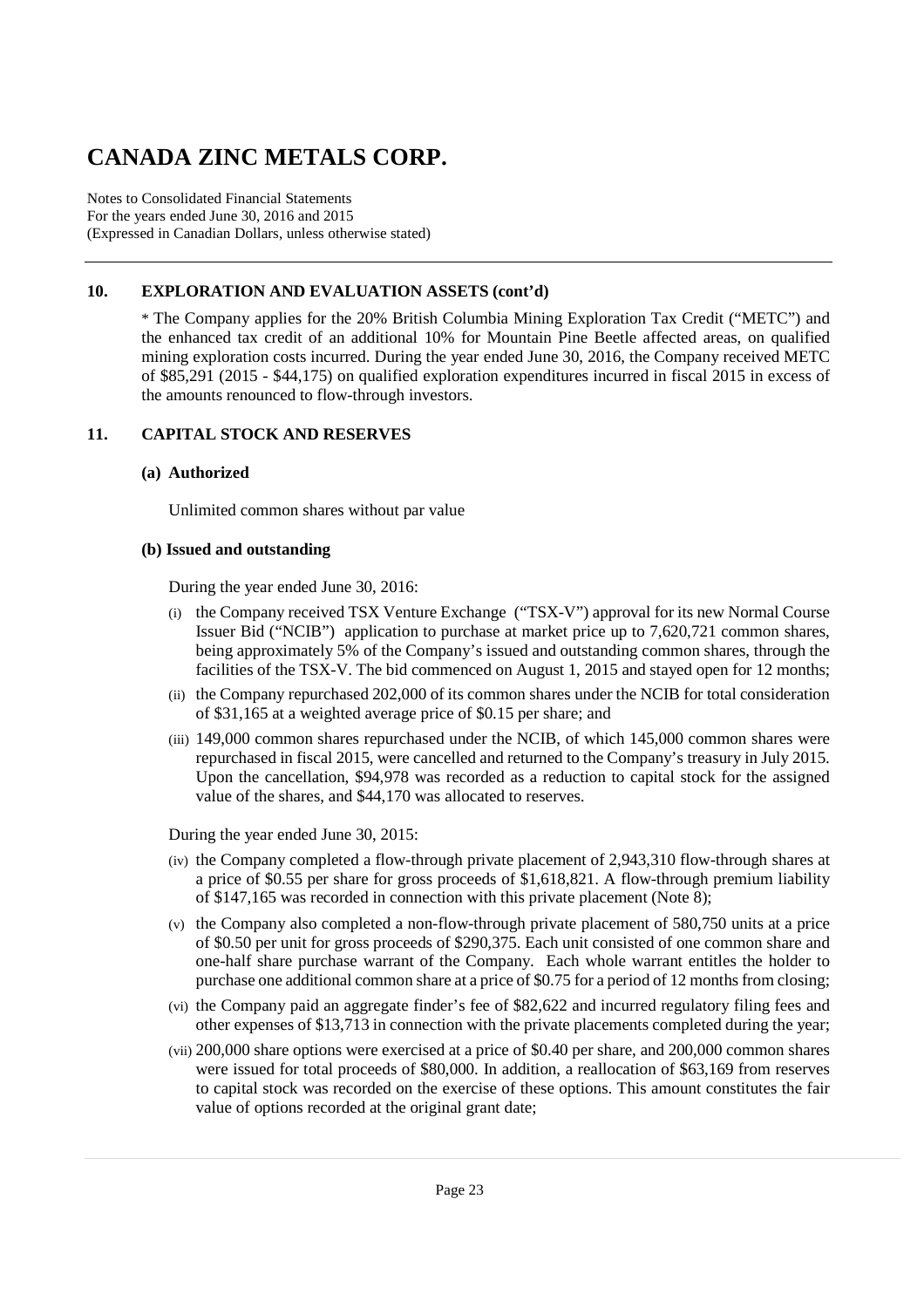# CANADA ZINC METALS CORP.

Notes to Consolidated Financial Statements
For the years ended June 30, 2016 and 2015
(Expressed in Canadian Dollars, unless otherwise stated)

## 10. EXPLORATION AND EVALUATION ASSETS (cont'd)

* The Company applies for the 20% British Columbia Mining Exploration Tax Credit ("METC") and the enhanced tax credit of an additional 10% for Mountain Pine Beetle affected areas, on qualified mining exploration costs incurred. During the year ended June 30, 2016, the Company received METC of $85,291 (2015 - $44,175) on qualified exploration expenditures incurred in fiscal 2015 in excess of the amounts renounced to flow-through investors.

## 11. CAPITAL STOCK AND RESERVES

### (a) Authorized

Unlimited common shares without par value

### (b) Issued and outstanding

During the year ended June 30, 2016:

(i) the Company received TSX Venture Exchange ("TSX-V") approval for its new Normal Course Issuer Bid ("NCIB") application to purchase at market price up to 7,620,721 common shares, being approximately 5% of the Company's issued and outstanding common shares, through the facilities of the TSX-V. The bid commenced on August 1, 2015 and stayed open for 12 months;

(ii) the Company repurchased 202,000 of its common shares under the NCIB for total consideration of $31,165 at a weighted average price of $0.15 per share; and

(iii) 149,000 common shares repurchased under the NCIB, of which 145,000 common shares were repurchased in fiscal 2015, were cancelled and returned to the Company's treasury in July 2015. Upon the cancellation, $94,978 was recorded as a reduction to capital stock for the assigned value of the shares, and $44,170 was allocated to reserves.

During the year ended June 30, 2015:

(iv) the Company completed a flow-through private placement of 2,943,310 flow-through shares at a price of $0.55 per share for gross proceeds of $1,618,821. A flow-through premium liability of $147,165 was recorded in connection with this private placement (Note 8);

(v) the Company also completed a non-flow-through private placement of 580,750 units at a price of $0.50 per unit for gross proceeds of $290,375. Each unit consisted of one common share and one-half share purchase warrant of the Company. Each whole warrant entitles the holder to purchase one additional common share at a price of $0.75 for a period of 12 months from closing;

(vi) the Company paid an aggregate finder's fee of $82,622 and incurred regulatory filing fees and other expenses of $13,713 in connection with the private placements completed during the year;

(vii) 200,000 share options were exercised at a price of $0.40 per share, and 200,000 common shares were issued for total proceeds of $80,000. In addition, a reallocation of $63,169 from reserves to capital stock was recorded on the exercise of these options. This amount constitutes the fair value of options recorded at the original grant date;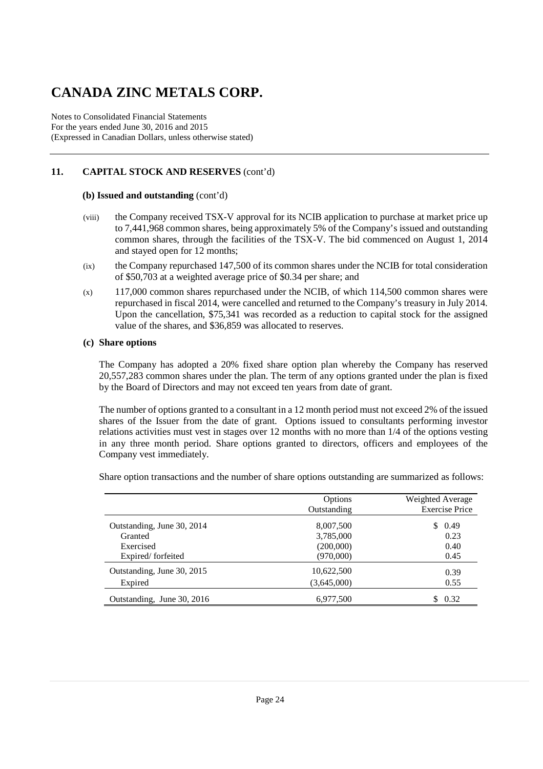# CANADA ZINC METALS CORP.

Notes to Consolidated Financial Statements
For the years ended June 30, 2016 and 2015
(Expressed in Canadian Dollars, unless otherwise stated)

## 11. CAPITAL STOCK AND RESERVES (cont'd)

### (b) Issued and outstanding (cont'd)

(viii) the Company received TSX-V approval for its NCIB application to purchase at market price up to 7,441,968 common shares, being approximately 5% of the Company's issued and outstanding common shares, through the facilities of the TSX-V. The bid commenced on August 1, 2014 and stayed open for 12 months;

(ix) the Company repurchased 147,500 of its common shares under the NCIB for total consideration of $50,703 at a weighted average price of $0.34 per share; and

(x) 117,000 common shares repurchased under the NCIB, of which 114,500 common shares were repurchased in fiscal 2014, were cancelled and returned to the Company's treasury in July 2014. Upon the cancellation, $75,341 was recorded as a reduction to capital stock for the assigned value of the shares, and $36,859 was allocated to reserves.

### (c) Share options

The Company has adopted a 20% fixed share option plan whereby the Company has reserved 20,557,283 common shares under the plan. The term of any options granted under the plan is fixed by the Board of Directors and may not exceed ten years from date of grant.

The number of options granted to a consultant in a 12 month period must not exceed 2% of the issued shares of the Issuer from the date of grant. Options issued to consultants performing investor relations activities must vest in stages over 12 months with no more than 1/4 of the options vesting in any three month period. Share options granted to directors, officers and employees of the Company vest immediately.

Share option transactions and the number of share options outstanding are summarized as follows:

| | Options Outstanding | Weighted Average Exercise Price |
|---|---|---|
| Outstanding, June 30, 2014 | 8,007,500 | $ 0.49 |
| Granted | 3,785,000 | 0.23 |
| Exercised | (200,000) | 0.40 |
| Expired/ forfeited | (970,000) | 0.45 |
| Outstanding, June 30, 2015 | 10,622,500 | 0.39 |
| Expired | (3,645,000) | 0.55 |
| Outstanding, June 30, 2016 | 6,977,500 | $ 0.32 |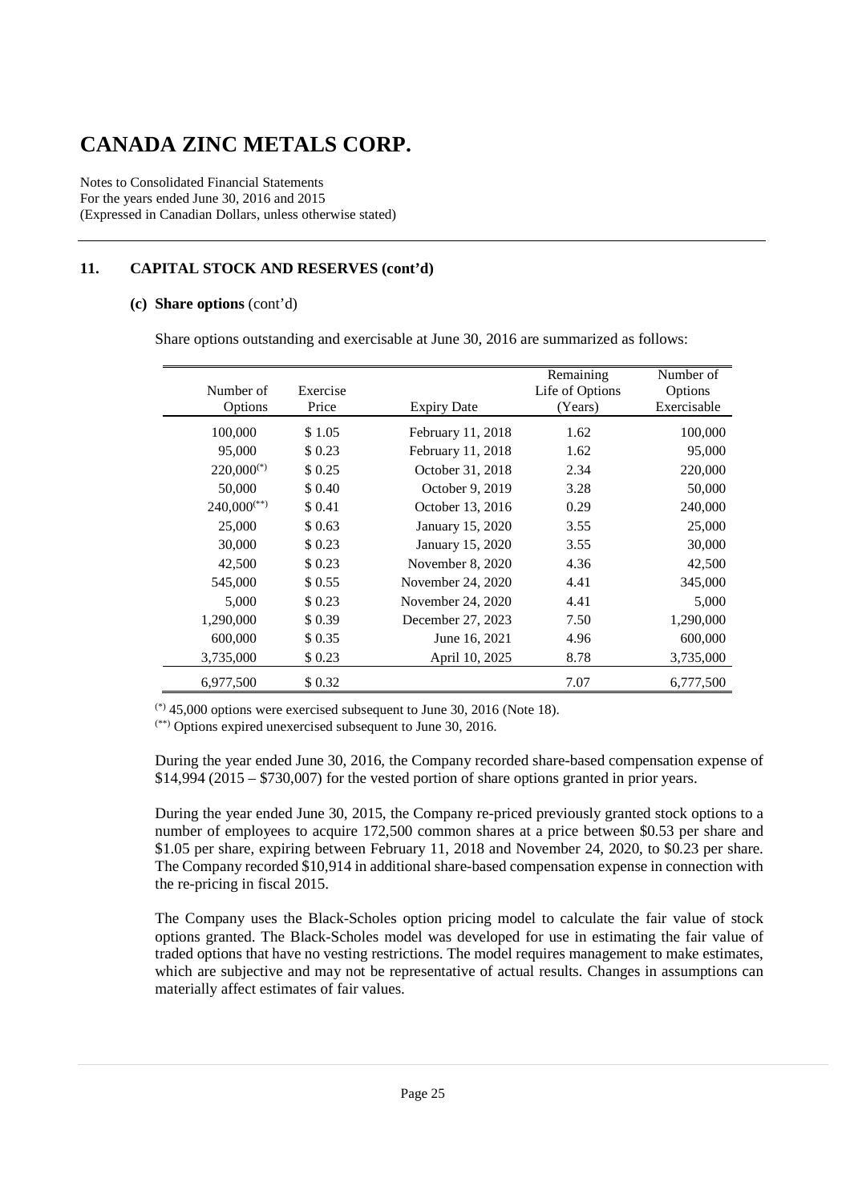# CANADA ZINC METALS CORP.

Notes to Consolidated Financial Statements
For the years ended June 30, 2016 and 2015
(Expressed in Canadian Dollars, unless otherwise stated)

## 11. CAPITAL STOCK AND RESERVES (cont'd)

### (c) Share options (cont'd)

Share options outstanding and exercisable at June 30, 2016 are summarized as follows:

| Number of Options | Exercise Price | Expiry Date | Remaining Life of Options (Years) | Number of Options Exercisable |
|---|---|---|---|---|
| 100,000 | $ 1.05 | February 11, 2018 | 1.62 | 100,000 |
| 95,000 | $ 0.23 | February 11, 2018 | 1.62 | 95,000 |
| 220,000(*) | $ 0.25 | October 31, 2018 | 2.34 | 220,000 |
| 50,000 | $ 0.40 | October 9, 2019 | 3.28 | 50,000 |
| 240,000(**) | $ 0.41 | October 13, 2016 | 0.29 | 240,000 |
| 25,000 | $ 0.63 | January 15, 2020 | 3.55 | 25,000 |
| 30,000 | $ 0.23 | January 15, 2020 | 3.55 | 30,000 |
| 42,500 | $ 0.23 | November 8, 2020 | 4.36 | 42,500 |
| 545,000 | $ 0.55 | November 24, 2020 | 4.41 | 345,000 |
| 5,000 | $ 0.23 | November 24, 2020 | 4.41 | 5,000 |
| 1,290,000 | $ 0.39 | December 27, 2023 | 7.50 | 1,290,000 |
| 600,000 | $ 0.35 | June 16, 2021 | 4.96 | 600,000 |
| 3,735,000 | $ 0.23 | April 10, 2025 | 8.78 | 3,735,000 |
| 6,977,500 | $ 0.32 | | 7.07 | 6,777,500 |

(*) 45,000 options were exercised subsequent to June 30, 2016 (Note 18).
(**) Options expired unexercised subsequent to June 30, 2016.

During the year ended June 30, 2016, the Company recorded share-based compensation expense of $14,994 (2015 – $730,007) for the vested portion of share options granted in prior years.

During the year ended June 30, 2015, the Company re-priced previously granted stock options to a number of employees to acquire 172,500 common shares at a price between $0.53 per share and $1.05 per share, expiring between February 11, 2018 and November 24, 2020, to $0.23 per share. The Company recorded $10,914 in additional share-based compensation expense in connection with the re-pricing in fiscal 2015.

The Company uses the Black-Scholes option pricing model to calculate the fair value of stock options granted. The Black-Scholes model was developed for use in estimating the fair value of traded options that have no vesting restrictions. The model requires management to make estimates, which are subjective and may not be representative of actual results. Changes in assumptions can materially affect estimates of fair values.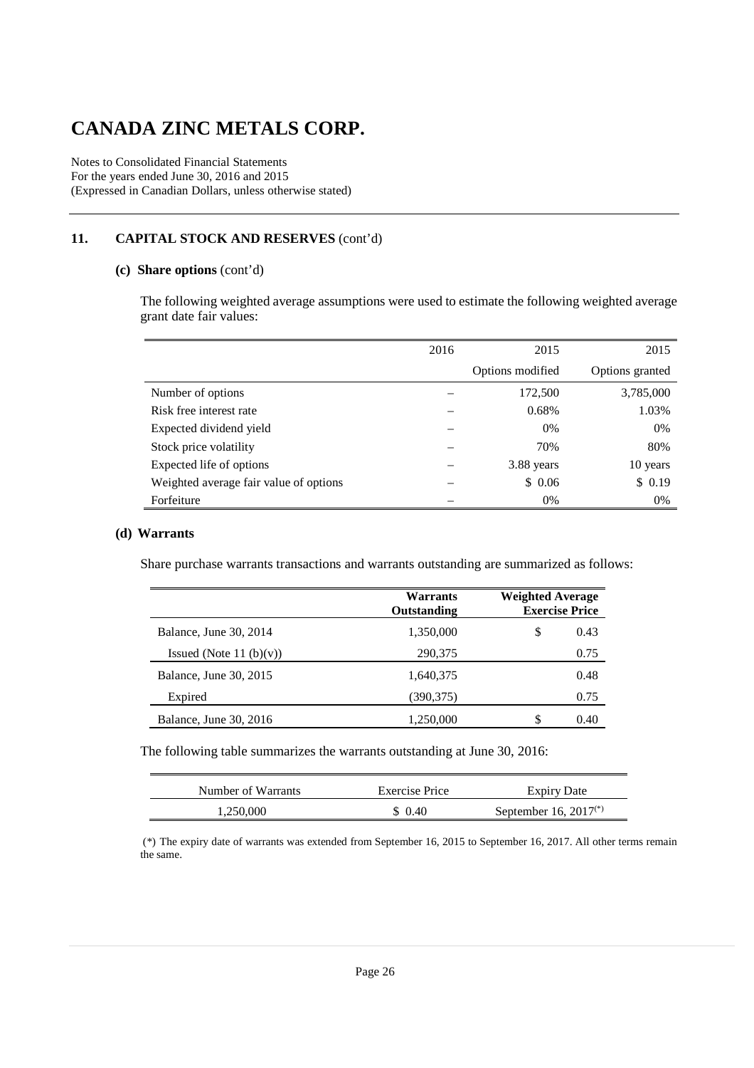# CANADA ZINC METALS CORP.

Notes to Consolidated Financial Statements
For the years ended June 30, 2016 and 2015
(Expressed in Canadian Dollars, unless otherwise stated)

## 11. CAPITAL STOCK AND RESERVES (cont'd)

### (c) Share options (cont'd)

The following weighted average assumptions were used to estimate the following weighted average grant date fair values:

| | 2016 | 2015 | 2015 |
|---|---|---|---|
| | | Options modified | Options granted |
| Number of options | – | 172,500 | 3,785,000 |
| Risk free interest rate | – | 0.68% | 1.03% |
| Expected dividend yield | – | 0% | 0% |
| Stock price volatility | – | 70% | 80% |
| Expected life of options | – | 3.88 years | 10 years |
| Weighted average fair value of options | – | $ 0.06 | $ 0.19 |
| Forfeiture | – | 0% | 0% |

### (d) Warrants

Share purchase warrants transactions and warrants outstanding are summarized as follows:

| | **Warrants Outstanding** | **Weighted Average Exercise Price** |
|---|---|---|
| Balance, June 30, 2014 | 1,350,000 | $ 0.43 |
| Issued (Note 11 (b)(v)) | 290,375 | 0.75 |
| Balance, June 30, 2015 | 1,640,375 | 0.48 |
| Expired | (390,375) | 0.75 |
| Balance, June 30, 2016 | 1,250,000 | $ 0.40 |

The following table summarizes the warrants outstanding at June 30, 2016:

| Number of Warrants | Exercise Price | Expiry Date |
|---|---|---|
| 1,250,000 | $ 0.40 | September 16, 2017(*) |

(*) The expiry date of warrants was extended from September 16, 2015 to September 16, 2017. All other terms remain the same.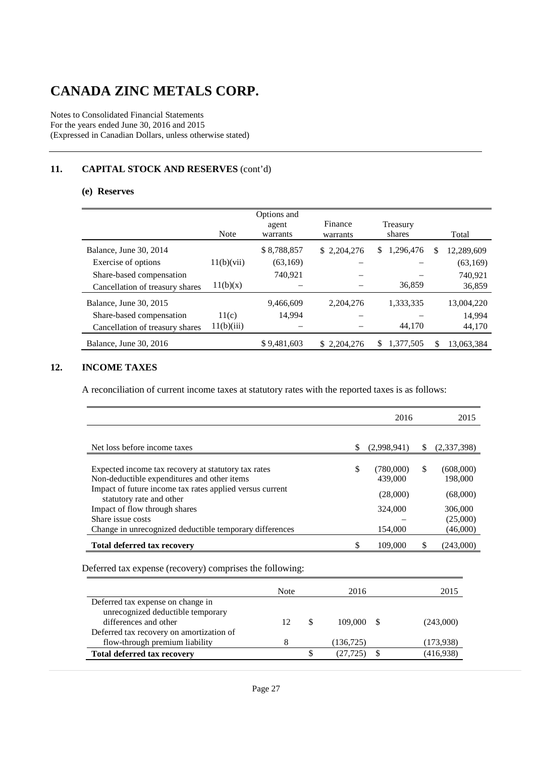# CANADA ZINC METALS CORP.

Notes to Consolidated Financial Statements
For the years ended June 30, 2016 and 2015
(Expressed in Canadian Dollars, unless otherwise stated)

## 11. CAPITAL STOCK AND RESERVES (cont'd)

### (e) Reserves

| | Note | Options and agent warrants | Finance warrants | Treasury shares | Total |
|---|---|---|---|---|---|
| Balance, June 30, 2014 | | $ 8,788,857 | $ 2,204,276 | $ 1,296,476 | $ 12,289,609 |
| Exercise of options | 11(b)(vii) | (63,169) | – | – | (63,169) |
| Share-based compensation | | 740,921 | – | – | 740,921 |
| Cancellation of treasury shares | 11(b)(x) | – | – | 36,859 | 36,859 |
| Balance, June 30, 2015 | | 9,466,609 | 2,204,276 | 1,333,335 | 13,004,220 |
| Share-based compensation | 11(c) | 14,994 | – | – | 14,994 |
| Cancellation of treasury shares | 11(b)(iii) | – | – | 44,170 | 44,170 |
| Balance, June 30, 2016 | | $ 9,481,603 | $ 2,204,276 | $ 1,377,505 | $ 13,063,384 |

## 12. INCOME TAXES

A reconciliation of current income taxes at statutory rates with the reported taxes is as follows:

| | 2016 | 2015 |
|---|---|---|
| Net loss before income taxes | $ (2,998,941) | $ (2,337,398) |
| Expected income tax recovery at statutory tax rates | $ (780,000) | $ (608,000) |
| Non-deductible expenditures and other items | 439,000 | 198,000 |
| Impact of future income tax rates applied versus current statutory rate and other | (28,000) | (68,000) |
| Impact of flow through shares | 324,000 | 306,000 |
| Share issue costs | – | (25,000) |
| Change in unrecognized deductible temporary differences | 154,000 | (46,000) |
| **Total deferred tax recovery** | $ 109,000 | $ (243,000) |

Deferred tax expense (recovery) comprises the following:

| | Note | 2016 | 2015 |
|---|---|---|---|
| Deferred tax expense on change in unrecognized deductible temporary differences and other | 12 | $ 109,000 | $ (243,000) |
| Deferred tax recovery on amortization of flow-through premium liability | 8 | (136,725) | (173,938) |
| **Total deferred tax recovery** | | $ (27,725) | $ (416,938) |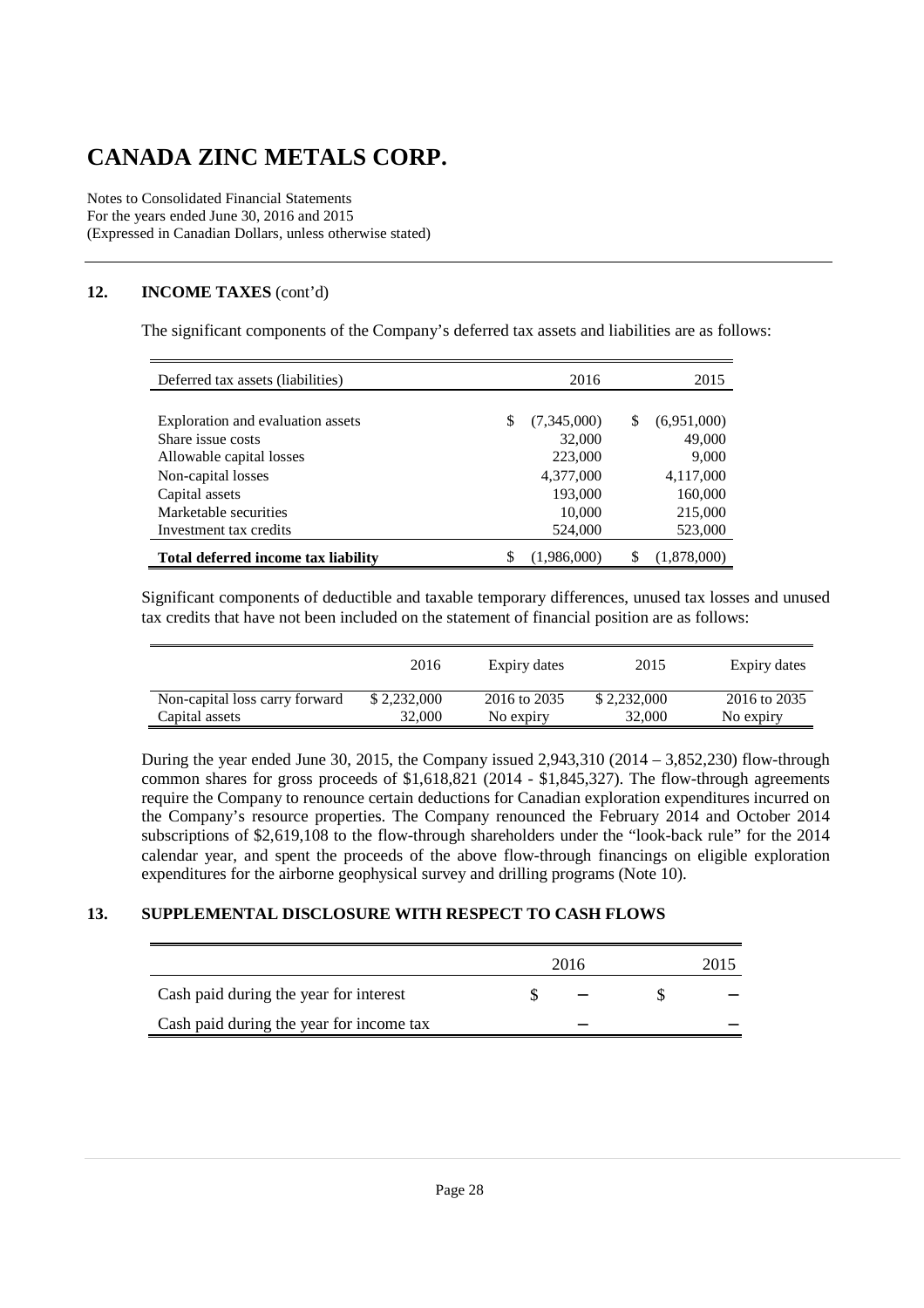# CANADA ZINC METALS CORP.

Notes to Consolidated Financial Statements
For the years ended June 30, 2016 and 2015
(Expressed in Canadian Dollars, unless otherwise stated)

## 12. INCOME TAXES (cont'd)

The significant components of the Company's deferred tax assets and liabilities are as follows:

| Deferred tax assets (liabilities) | 2016 | 2015 |
|---|---|---|
| Exploration and evaluation assets | $ (7,345,000) | $ (6,951,000) |
| Share issue costs | 32,000 | 49,000 |
| Allowable capital losses | 223,000 | 9,000 |
| Non-capital losses | 4,377,000 | 4,117,000 |
| Capital assets | 193,000 | 160,000 |
| Marketable securities | 10,000 | 215,000 |
| Investment tax credits | 524,000 | 523,000 |
| **Total deferred income tax liability** | $ (1,986,000) | $ (1,878,000) |

Significant components of deductible and taxable temporary differences, unused tax losses and unused tax credits that have not been included on the statement of financial position are as follows:

| | 2016 | Expiry dates | 2015 | Expiry dates |
|---|---|---|---|---|
| Non-capital loss carry forward | $ 2,232,000 | 2016 to 2035 | $ 2,232,000 | 2016 to 2035 |
| Capital assets | 32,000 | No expiry | 32,000 | No expiry |

During the year ended June 30, 2015, the Company issued 2,943,310 (2014 – 3,852,230) flow-through common shares for gross proceeds of $1,618,821 (2014 - $1,845,327). The flow-through agreements require the Company to renounce certain deductions for Canadian exploration expenditures incurred on the Company's resource properties. The Company renounced the February 2014 and October 2014 subscriptions of $2,619,108 to the flow-through shareholders under the "look-back rule" for the 2014 calendar year, and spent the proceeds of the above flow-through financings on eligible exploration expenditures for the airborne geophysical survey and drilling programs (Note 10).

## 13. SUPPLEMENTAL DISCLOSURE WITH RESPECT TO CASH FLOWS

| | 2016 | 2015 |
|---|---|---|
| Cash paid during the year for interest | $ – | $ – |
| Cash paid during the year for income tax | – | – |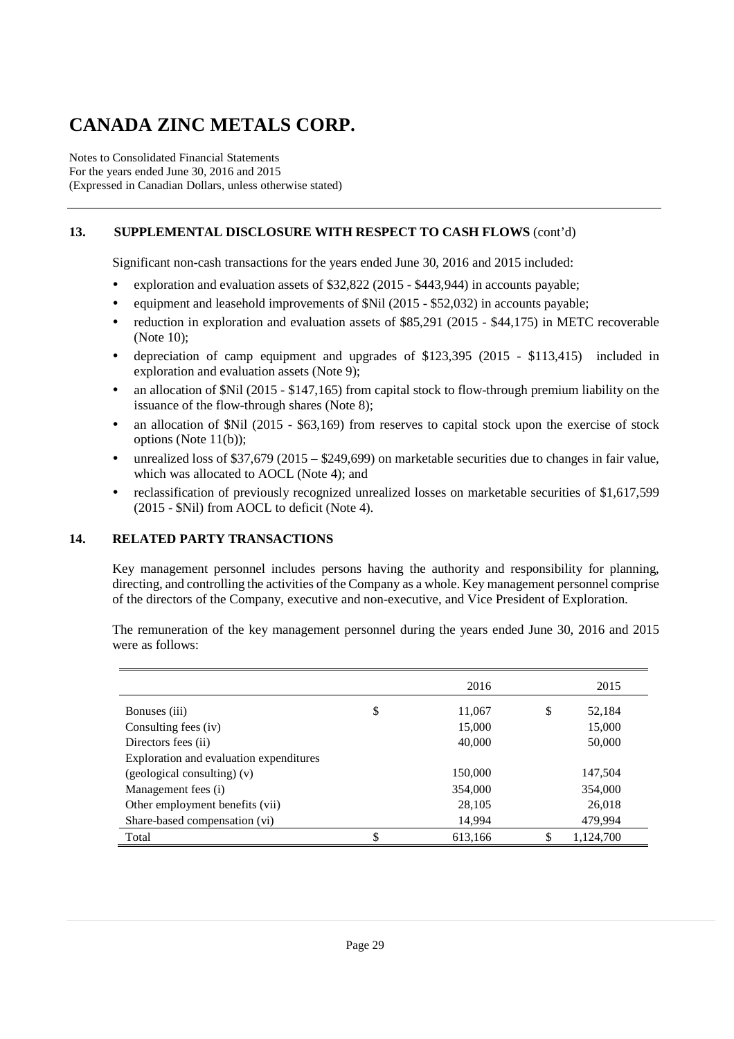# CANADA ZINC METALS CORP.

Notes to Consolidated Financial Statements
For the years ended June 30, 2016 and 2015
(Expressed in Canadian Dollars, unless otherwise stated)

## 13. SUPPLEMENTAL DISCLOSURE WITH RESPECT TO CASH FLOWS (cont'd)

Significant non-cash transactions for the years ended June 30, 2016 and 2015 included:

- exploration and evaluation assets of \$32,822 (2015 - \$443,944) in accounts payable;
- equipment and leasehold improvements of \$Nil (2015 - \$52,032) in accounts payable;
- reduction in exploration and evaluation assets of \$85,291 (2015 - \$44,175) in METC recoverable (Note 10);
- depreciation of camp equipment and upgrades of \$123,395 (2015 - \$113,415) included in exploration and evaluation assets (Note 9);
- an allocation of \$Nil (2015 - \$147,165) from capital stock to flow-through premium liability on the issuance of the flow-through shares (Note 8);
- an allocation of \$Nil (2015 - \$63,169) from reserves to capital stock upon the exercise of stock options (Note 11(b));
- unrealized loss of \$37,679 (2015 – \$249,699) on marketable securities due to changes in fair value, which was allocated to AOCL (Note 4); and
- reclassification of previously recognized unrealized losses on marketable securities of \$1,617,599 (2015 - \$Nil) from AOCL to deficit (Note 4).

## 14. RELATED PARTY TRANSACTIONS

Key management personnel includes persons having the authority and responsibility for planning, directing, and controlling the activities of the Company as a whole. Key management personnel comprise of the directors of the Company, executive and non-executive, and Vice President of Exploration.

The remuneration of the key management personnel during the years ended June 30, 2016 and 2015 were as follows:

| | 2016 | 2015 |
|---|---|---|
| Bonuses (iii) | \$ 11,067 | \$ 52,184 |
| Consulting fees (iv) | 15,000 | 15,000 |
| Directors fees (ii) | 40,000 | 50,000 |
| Exploration and evaluation expenditures (geological consulting) (v) | 150,000 | 147,504 |
| Management fees (i) | 354,000 | 354,000 |
| Other employment benefits (vii) | 28,105 | 26,018 |
| Share-based compensation (vi) | 14,994 | 479,994 |
| Total | \$ 613,166 | \$ 1,124,700 |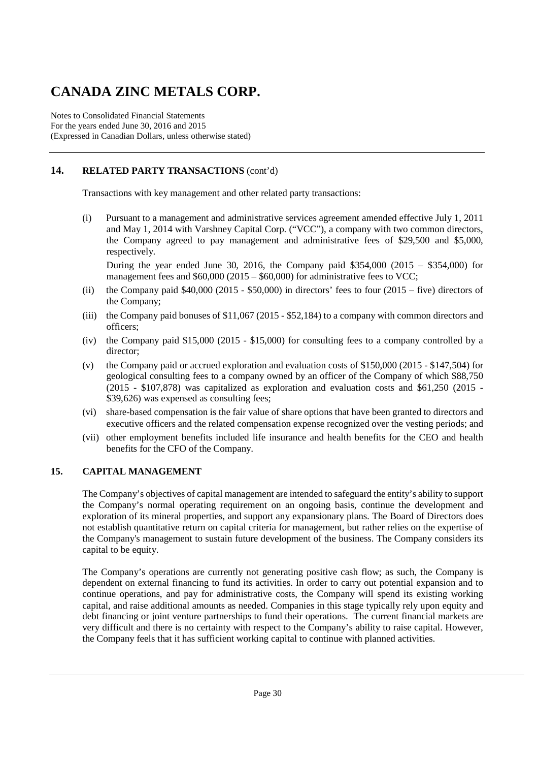# CANADA ZINC METALS CORP.

Notes to Consolidated Financial Statements
For the years ended June 30, 2016 and 2015
(Expressed in Canadian Dollars, unless otherwise stated)

## 14. RELATED PARTY TRANSACTIONS (cont'd)

Transactions with key management and other related party transactions:

(i) Pursuant to a management and administrative services agreement amended effective July 1, 2011 and May 1, 2014 with Varshney Capital Corp. ("VCC"), a company with two common directors, the Company agreed to pay management and administrative fees of $29,500 and $5,000, respectively.

During the year ended June 30, 2016, the Company paid $354,000 (2015 – $354,000) for management fees and $60,000 (2015 – $60,000) for administrative fees to VCC;

(ii) the Company paid $40,000 (2015 - $50,000) in directors' fees to four (2015 – five) directors of the Company;

(iii) the Company paid bonuses of $11,067 (2015 - $52,184) to a company with common directors and officers;

(iv) the Company paid $15,000 (2015 - $15,000) for consulting fees to a company controlled by a director;

(v) the Company paid or accrued exploration and evaluation costs of $150,000 (2015 - $147,504) for geological consulting fees to a company owned by an officer of the Company of which $88,750 (2015 - $107,878) was capitalized as exploration and evaluation costs and $61,250 (2015 - $39,626) was expensed as consulting fees;

(vi) share-based compensation is the fair value of share options that have been granted to directors and executive officers and the related compensation expense recognized over the vesting periods; and

(vii) other employment benefits included life insurance and health benefits for the CEO and health benefits for the CFO of the Company.

## 15. CAPITAL MANAGEMENT

The Company's objectives of capital management are intended to safeguard the entity's ability to support the Company's normal operating requirement on an ongoing basis, continue the development and exploration of its mineral properties, and support any expansionary plans. The Board of Directors does not establish quantitative return on capital criteria for management, but rather relies on the expertise of the Company's management to sustain future development of the business. The Company considers its capital to be equity.

The Company's operations are currently not generating positive cash flow; as such, the Company is dependent on external financing to fund its activities. In order to carry out potential expansion and to continue operations, and pay for administrative costs, the Company will spend its existing working capital, and raise additional amounts as needed. Companies in this stage typically rely upon equity and debt financing or joint venture partnerships to fund their operations. The current financial markets are very difficult and there is no certainty with respect to the Company's ability to raise capital. However, the Company feels that it has sufficient working capital to continue with planned activities.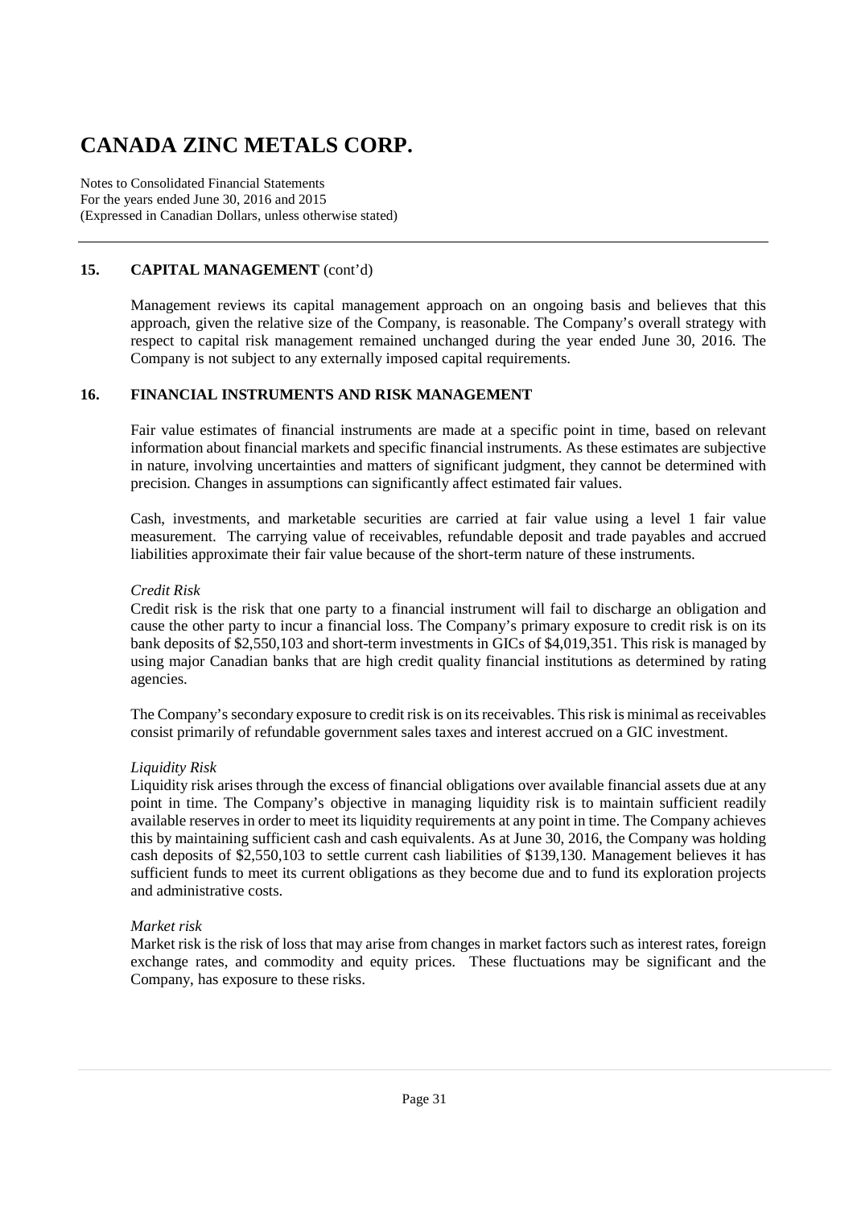# CANADA ZINC METALS CORP.

Notes to Consolidated Financial Statements
For the years ended June 30, 2016 and 2015
(Expressed in Canadian Dollars, unless otherwise stated)

## 15. CAPITAL MANAGEMENT (cont'd)

Management reviews its capital management approach on an ongoing basis and believes that this approach, given the relative size of the Company, is reasonable. The Company's overall strategy with respect to capital risk management remained unchanged during the year ended June 30, 2016. The Company is not subject to any externally imposed capital requirements.

## 16. FINANCIAL INSTRUMENTS AND RISK MANAGEMENT

Fair value estimates of financial instruments are made at a specific point in time, based on relevant information about financial markets and specific financial instruments. As these estimates are subjective in nature, involving uncertainties and matters of significant judgment, they cannot be determined with precision. Changes in assumptions can significantly affect estimated fair values.

Cash, investments, and marketable securities are carried at fair value using a level 1 fair value measurement. The carrying value of receivables, refundable deposit and trade payables and accrued liabilities approximate their fair value because of the short-term nature of these instruments.

*Credit Risk*
Credit risk is the risk that one party to a financial instrument will fail to discharge an obligation and cause the other party to incur a financial loss. The Company's primary exposure to credit risk is on its bank deposits of $2,550,103 and short-term investments in GICs of $4,019,351. This risk is managed by using major Canadian banks that are high credit quality financial institutions as determined by rating agencies.

The Company's secondary exposure to credit risk is on its receivables. This risk is minimal as receivables consist primarily of refundable government sales taxes and interest accrued on a GIC investment.

*Liquidity Risk*
Liquidity risk arises through the excess of financial obligations over available financial assets due at any point in time. The Company's objective in managing liquidity risk is to maintain sufficient readily available reserves in order to meet its liquidity requirements at any point in time. The Company achieves this by maintaining sufficient cash and cash equivalents. As at June 30, 2016, the Company was holding cash deposits of $2,550,103 to settle current cash liabilities of $139,130. Management believes it has sufficient funds to meet its current obligations as they become due and to fund its exploration projects and administrative costs.

*Market risk*
Market risk is the risk of loss that may arise from changes in market factors such as interest rates, foreign exchange rates, and commodity and equity prices. These fluctuations may be significant and the Company, has exposure to these risks.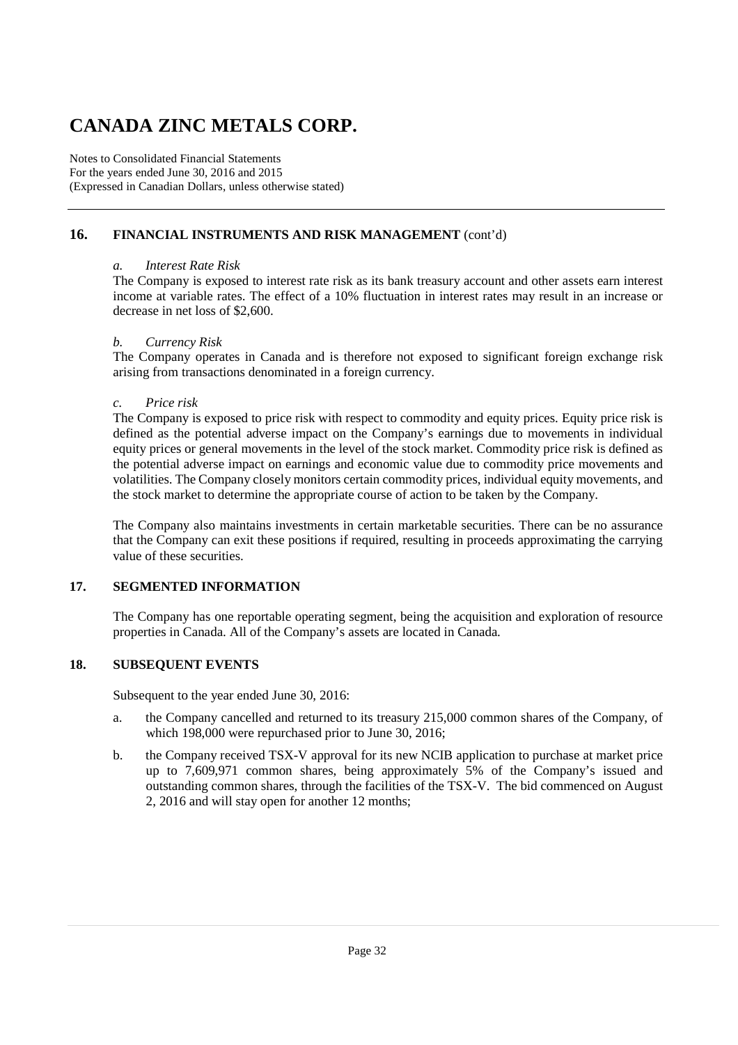# CANADA ZINC METALS CORP.

Notes to Consolidated Financial Statements
For the years ended June 30, 2016 and 2015
(Expressed in Canadian Dollars, unless otherwise stated)

## 16. FINANCIAL INSTRUMENTS AND RISK MANAGEMENT (cont'd)

*a. Interest Rate Risk*

The Company is exposed to interest rate risk as its bank treasury account and other assets earn interest income at variable rates. The effect of a 10% fluctuation in interest rates may result in an increase or decrease in net loss of $2,600.

*b. Currency Risk*

The Company operates in Canada and is therefore not exposed to significant foreign exchange risk arising from transactions denominated in a foreign currency.

*c. Price risk*

The Company is exposed to price risk with respect to commodity and equity prices. Equity price risk is defined as the potential adverse impact on the Company's earnings due to movements in individual equity prices or general movements in the level of the stock market. Commodity price risk is defined as the potential adverse impact on earnings and economic value due to commodity price movements and volatilities. The Company closely monitors certain commodity prices, individual equity movements, and the stock market to determine the appropriate course of action to be taken by the Company.

The Company also maintains investments in certain marketable securities. There can be no assurance that the Company can exit these positions if required, resulting in proceeds approximating the carrying value of these securities.

## 17. SEGMENTED INFORMATION

The Company has one reportable operating segment, being the acquisition and exploration of resource properties in Canada. All of the Company's assets are located in Canada.

## 18. SUBSEQUENT EVENTS

Subsequent to the year ended June 30, 2016:

a. the Company cancelled and returned to its treasury 215,000 common shares of the Company, of which 198,000 were repurchased prior to June 30, 2016;

b. the Company received TSX-V approval for its new NCIB application to purchase at market price up to 7,609,971 common shares, being approximately 5% of the Company's issued and outstanding common shares, through the facilities of the TSX-V. The bid commenced on August 2, 2016 and will stay open for another 12 months;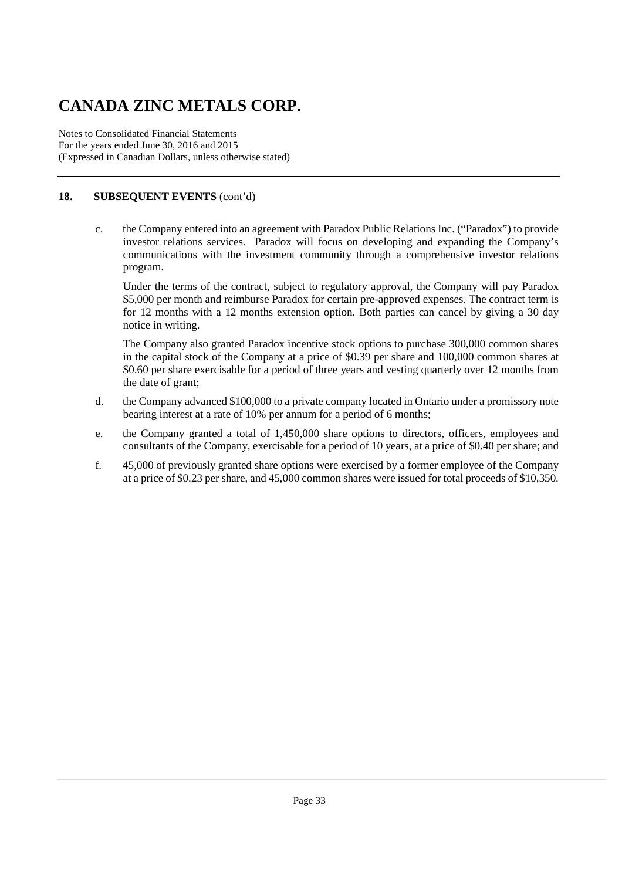## 18. SUBSEQUENT EVENTS (cont'd)

c. the Company entered into an agreement with Paradox Public Relations Inc. ("Paradox") to provide investor relations services. Paradox will focus on developing and expanding the Company's communications with the investment community through a comprehensive investor relations program.

   Under the terms of the contract, subject to regulatory approval, the Company will pay Paradox $5,000 per month and reimburse Paradox for certain pre-approved expenses. The contract term is for 12 months with a 12 months extension option. Both parties can cancel by giving a 30 day notice in writing.

   The Company also granted Paradox incentive stock options to purchase 300,000 common shares in the capital stock of the Company at a price of $0.39 per share and 100,000 common shares at $0.60 per share exercisable for a period of three years and vesting quarterly over 12 months from the date of grant;

d. the Company advanced $100,000 to a private company located in Ontario under a promissory note bearing interest at a rate of 10% per annum for a period of 6 months;

e. the Company granted a total of 1,450,000 share options to directors, officers, employees and consultants of the Company, exercisable for a period of 10 years, at a price of $0.40 per share; and

f. 45,000 of previously granted share options were exercised by a former employee of the Company at a price of $0.23 per share, and 45,000 common shares were issued for total proceeds of $10,350.